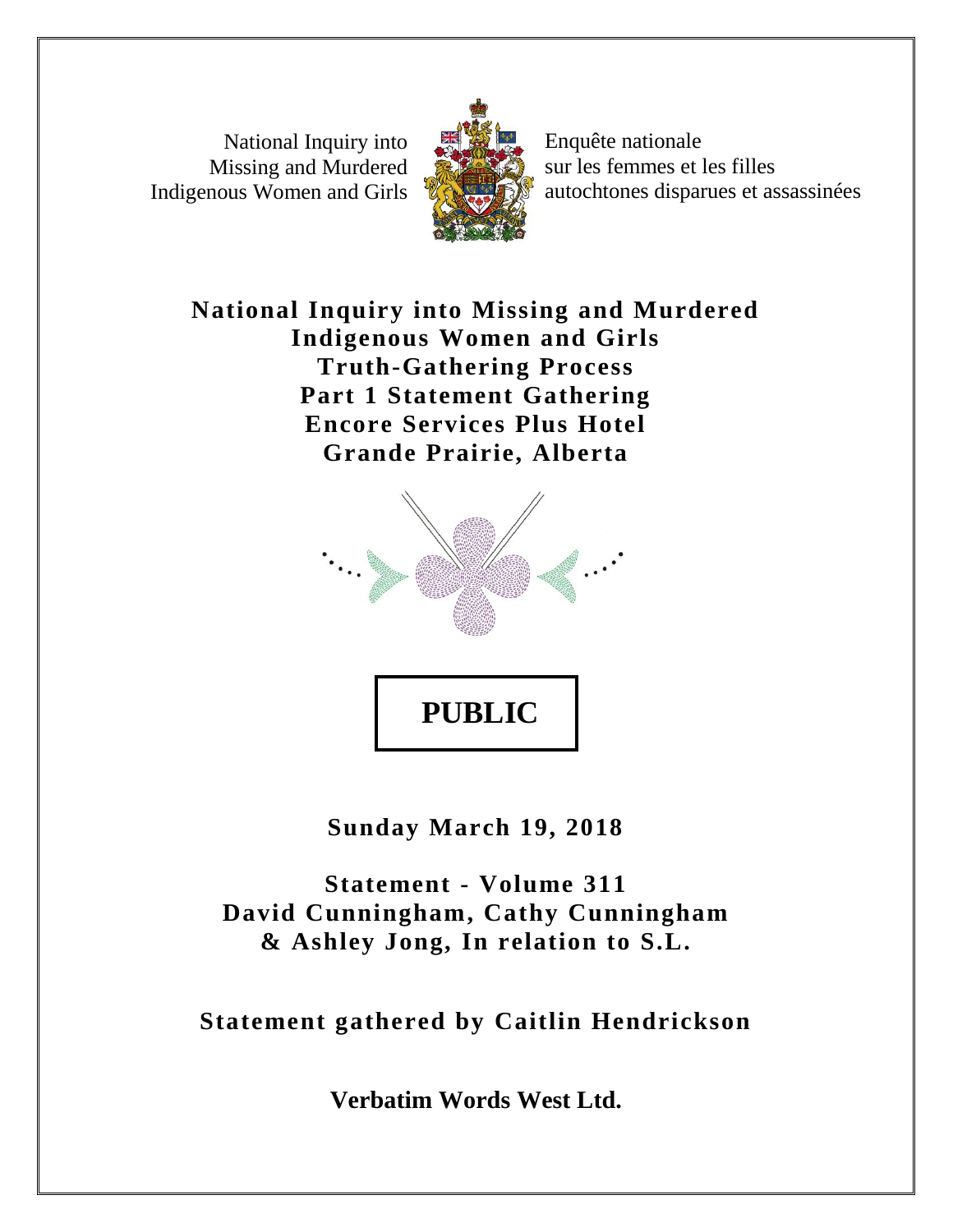National Inquiry into Missing and Murdered Indigenous Women and Girls

Enquête nationale sur les femmes et les filles autochtones disparues et assassinées

# National Inquiry into Missing and Murdered Indigenous Women and Girls
# Truth-Gathering Process
# Part 1 Statement Gathering
# Encore Services Plus Hotel
# Grande Prairie, Alberta

**PUBLIC**

**Sunday March 19, 2018**

**Statement - Volume 311**
**David Cunningham, Cathy Cunningham & Ashley Jong, In relation to S.L.**

**Statement gathered by Caitlin Hendrickson**

**Verbatim Words West Ltd.**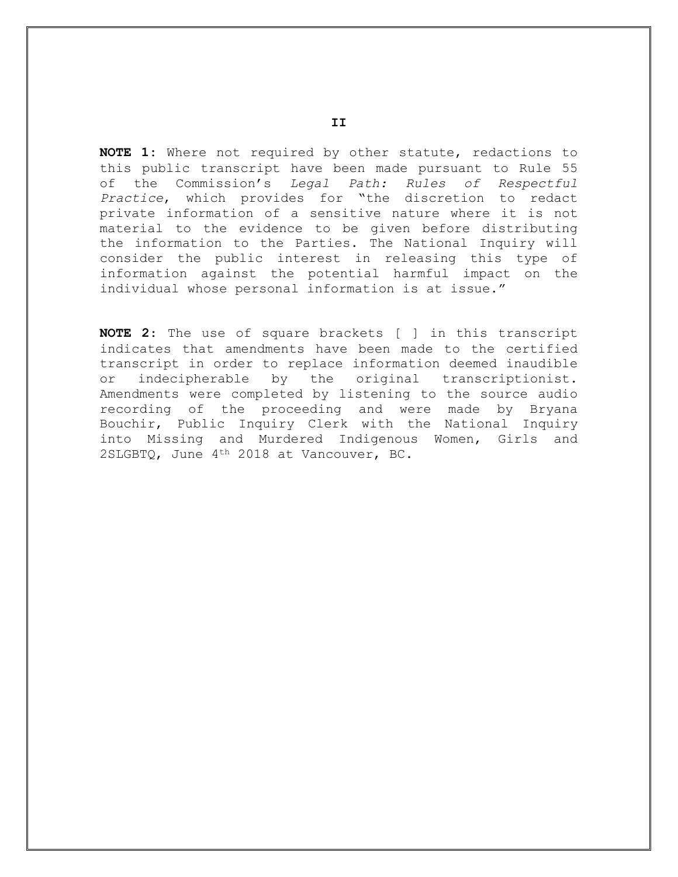**NOTE 1**: Where not required by other statute, redactions to this public transcript have been made pursuant to Rule 55 of the Commission's *Legal Path: Rules of Respectful Practice*, which provides for "the discretion to redact private information of a sensitive nature where it is not material to the evidence to be given before distributing the information to the Parties. The National Inquiry will consider the public interest in releasing this type of information against the potential harmful impact on the individual whose personal information is at issue."

**NOTE 2**: The use of square brackets [ ] in this transcript indicates that amendments have been made to the certified transcript in order to replace information deemed inaudible or indecipherable by the original transcriptionist. Amendments were completed by listening to the source audio recording of the proceeding and were made by Bryana Bouchir, Public Inquiry Clerk with the National Inquiry into Missing and Murdered Indigenous Women, Girls and 2SLGBTQ, June 4th 2018 at Vancouver, BC.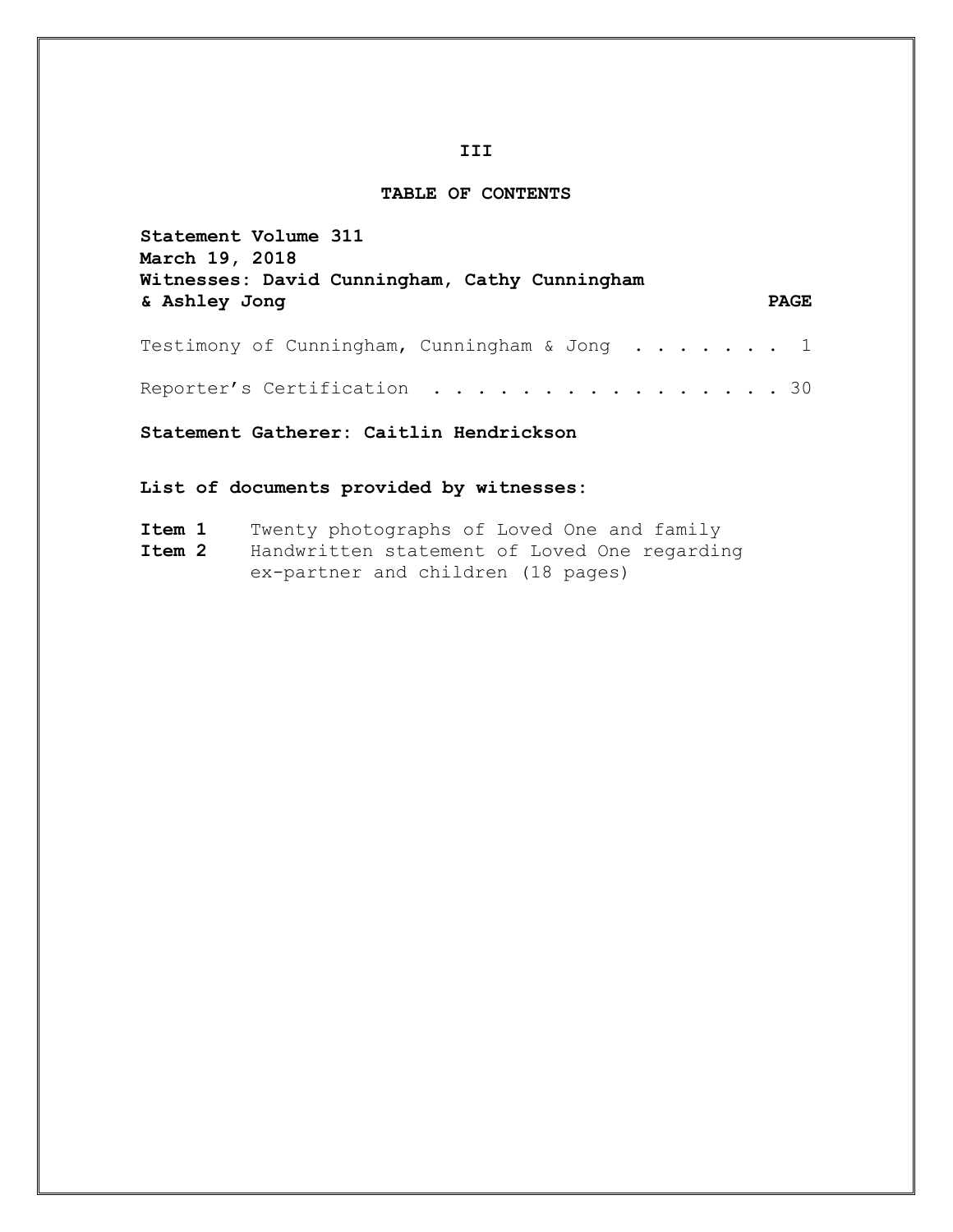## TABLE OF CONTENTS

**Statement Volume 311**
**March 19, 2018**
**Witnesses: David Cunningham, Cathy Cunningham & Ashley Jong**

| | **PAGE** |
|---|---|
| Testimony of Cunningham, Cunningham & Jong | 1 |
| Reporter's Certification | 30 |

**Statement Gatherer: Caitlin Hendrickson**

**List of documents provided by witnesses:**

**Item 1** Twenty photographs of Loved One and family

**Item 2** Handwritten statement of Loved One regarding ex-partner and children (18 pages)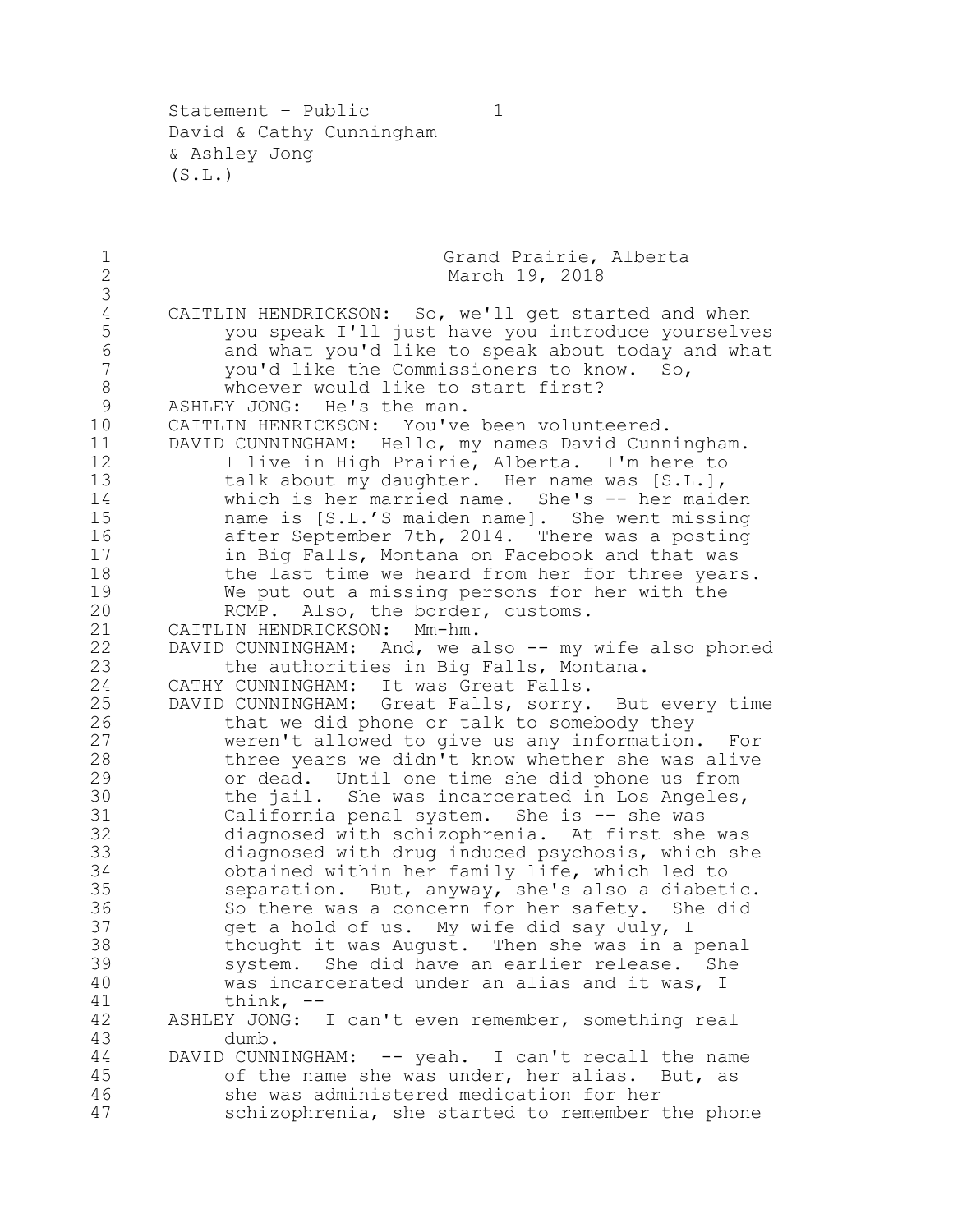Grand Prairie, Alberta
March 19, 2018

CAITLIN HENDRICKSON: So, we'll get started and when you speak I'll just have you introduce yourselves and what you'd like to speak about today and what you'd like the Commissioners to know. So, whoever would like to start first?

ASHLEY JONG: He's the man.

CAITLIN HENRICKSON: You've been volunteered.

DAVID CUNNINGHAM: Hello, my names David Cunningham. I live in High Prairie, Alberta. I'm here to talk about my daughter. Her name was [S.L.], which is her married name. She's -- her maiden name is [S.L.'S maiden name]. She went missing after September 7th, 2014. There was a posting in Big Falls, Montana on Facebook and that was the last time we heard from her for three years. We put out a missing persons for her with the RCMP. Also, the border, customs.

CAITLIN HENDRICKSON: Mm-hm.

DAVID CUNNINGHAM: And, we also -- my wife also phoned the authorities in Big Falls, Montana.

CATHY CUNNINGHAM: It was Great Falls.

DAVID CUNNINGHAM: Great Falls, sorry. But every time that we did phone or talk to somebody they weren't allowed to give us any information. For three years we didn't know whether she was alive or dead. Until one time she did phone us from the jail. She was incarcerated in Los Angeles, California penal system. She is -- she was diagnosed with schizophrenia. At first she was diagnosed with drug induced psychosis, which she obtained within her family life, which led to separation. But, anyway, she's also a diabetic. So there was a concern for her safety. She did get a hold of us. My wife did say July, I thought it was August. Then she was in a penal system. She did have an earlier release. She was incarcerated under an alias and it was, I think, --

ASHLEY JONG: I can't even remember, something real dumb.

DAVID CUNNINGHAM: -- yeah. I can't recall the name of the name she was under, her alias. But, as she was administered medication for her schizophrenia, she started to remember the phone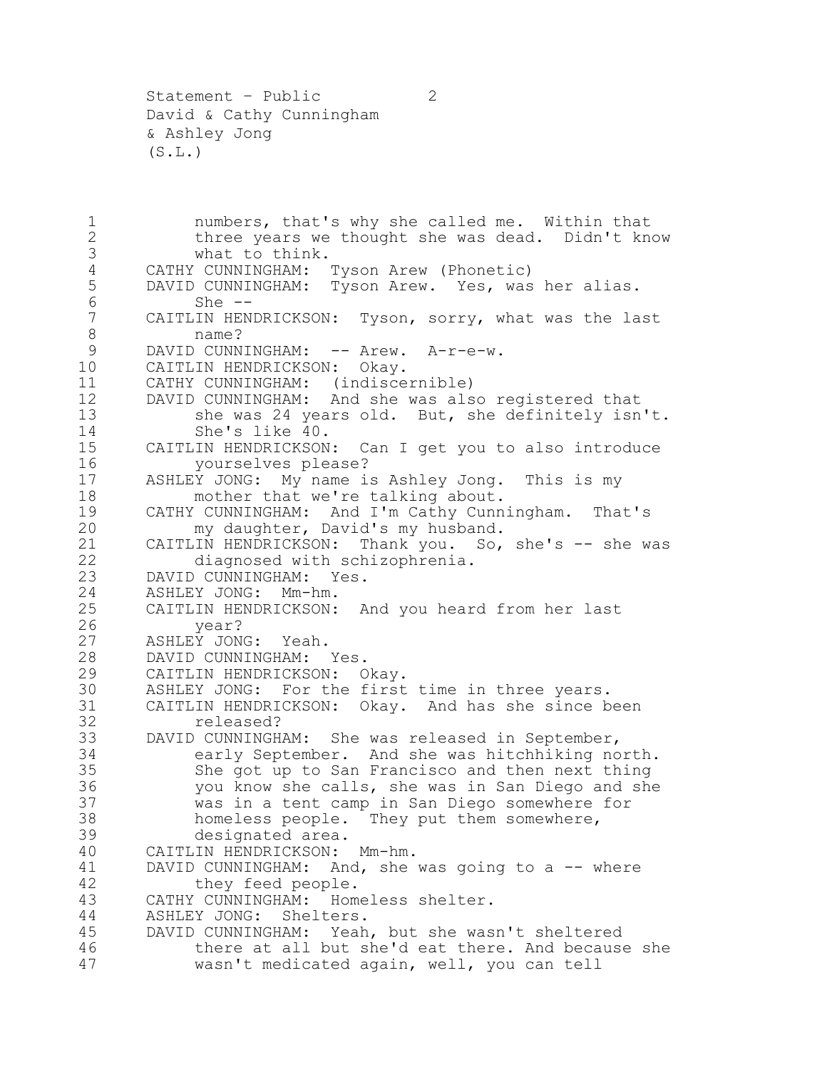numbers, that's why she called me. Within that three years we thought she was dead. Didn't know what to think.

CATHY CUNNINGHAM: Tyson Arew (Phonetic)

DAVID CUNNINGHAM: Tyson Arew. Yes, was her alias. She --

CAITLIN HENDRICKSON: Tyson, sorry, what was the last name?

DAVID CUNNINGHAM: -- Arew. A-r-e-w.

CAITLIN HENDRICKSON: Okay.

CATHY CUNNINGHAM: (indiscernible)

DAVID CUNNINGHAM: And she was also registered that she was 24 years old. But, she definitely isn't. She's like 40.

CAITLIN HENDRICKSON: Can I get you to also introduce yourselves please?

ASHLEY JONG: My name is Ashley Jong. This is my mother that we're talking about.

CATHY CUNNINGHAM: And I'm Cathy Cunningham. That's my daughter, David's my husband.

CAITLIN HENDRICKSON: Thank you. So, she's -- she was diagnosed with schizophrenia.

DAVID CUNNINGHAM: Yes.

ASHLEY JONG: Mm-hm.

CAITLIN HENDRICKSON: And you heard from her last year?

ASHLEY JONG: Yeah.

DAVID CUNNINGHAM: Yes.

CAITLIN HENDRICKSON: Okay.

ASHLEY JONG: For the first time in three years.

CAITLIN HENDRICKSON: Okay. And has she since been released?

DAVID CUNNINGHAM: She was released in September, early September. And she was hitchhiking north. She got up to San Francisco and then next thing you know she calls, she was in San Diego and she was in a tent camp in San Diego somewhere for homeless people. They put them somewhere, designated area.

CAITLIN HENDRICKSON: Mm-hm.

DAVID CUNNINGHAM: And, she was going to a -- where they feed people.

CATHY CUNNINGHAM: Homeless shelter.

ASHLEY JONG: Shelters.

DAVID CUNNINGHAM: Yeah, but she wasn't sheltered there at all but she'd eat there. And because she wasn't medicated again, well, you can tell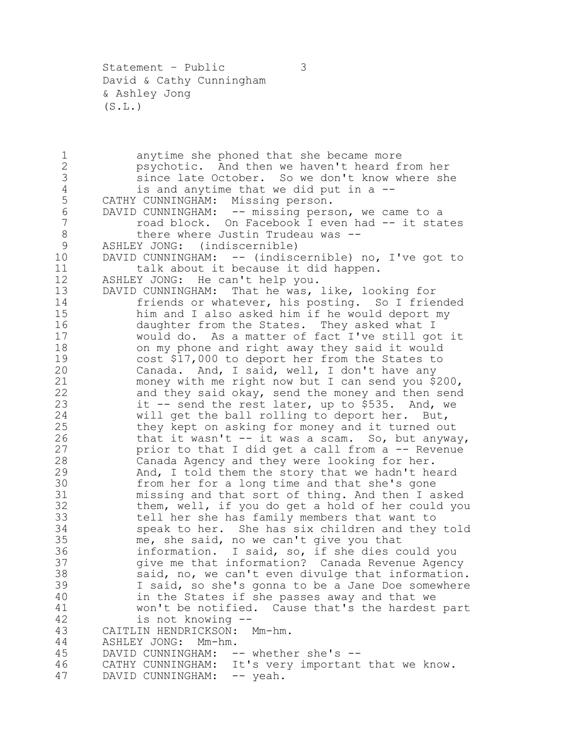anytime she phoned that she became more psychotic. And then we haven't heard from her since late October. So we don't know where she is and anytime that we did put in a --

CATHY CUNNINGHAM: Missing person.

DAVID CUNNINGHAM: -- missing person, we came to a road block. On Facebook I even had -- it states there where Justin Trudeau was --

ASHLEY JONG: (indiscernible)

DAVID CUNNINGHAM: -- (indiscernible) no, I've got to talk about it because it did happen.

ASHLEY JONG: He can't help you.

DAVID CUNNINGHAM: That he was, like, looking for friends or whatever, his posting. So I friended him and I also asked him if he would deport my daughter from the States. They asked what I would do. As a matter of fact I've still got it on my phone and right away they said it would cost $17,000 to deport her from the States to Canada. And, I said, well, I don't have any money with me right now but I can send you $200, and they said okay, send the money and then send it -- send the rest later, up to $535. And, we will get the ball rolling to deport her. But, they kept on asking for money and it turned out that it wasn't -- it was a scam. So, but anyway, prior to that I did get a call from a -- Revenue Canada Agency and they were looking for her. And, I told them the story that we hadn't heard from her for a long time and that she's gone missing and that sort of thing. And then I asked them, well, if you do get a hold of her could you tell her she has family members that want to speak to her. She has six children and they told me, she said, no we can't give you that information. I said, so, if she dies could you give me that information? Canada Revenue Agency said, no, we can't even divulge that information. I said, so she's gonna to be a Jane Doe somewhere in the States if she passes away and that we won't be notified. Cause that's the hardest part is not knowing --

CAITLIN HENDRICKSON: Mm-hm.

ASHLEY JONG: Mm-hm.

DAVID CUNNINGHAM: -- whether she's --

CATHY CUNNINGHAM: It's very important that we know.

DAVID CUNNINGHAM: -- yeah.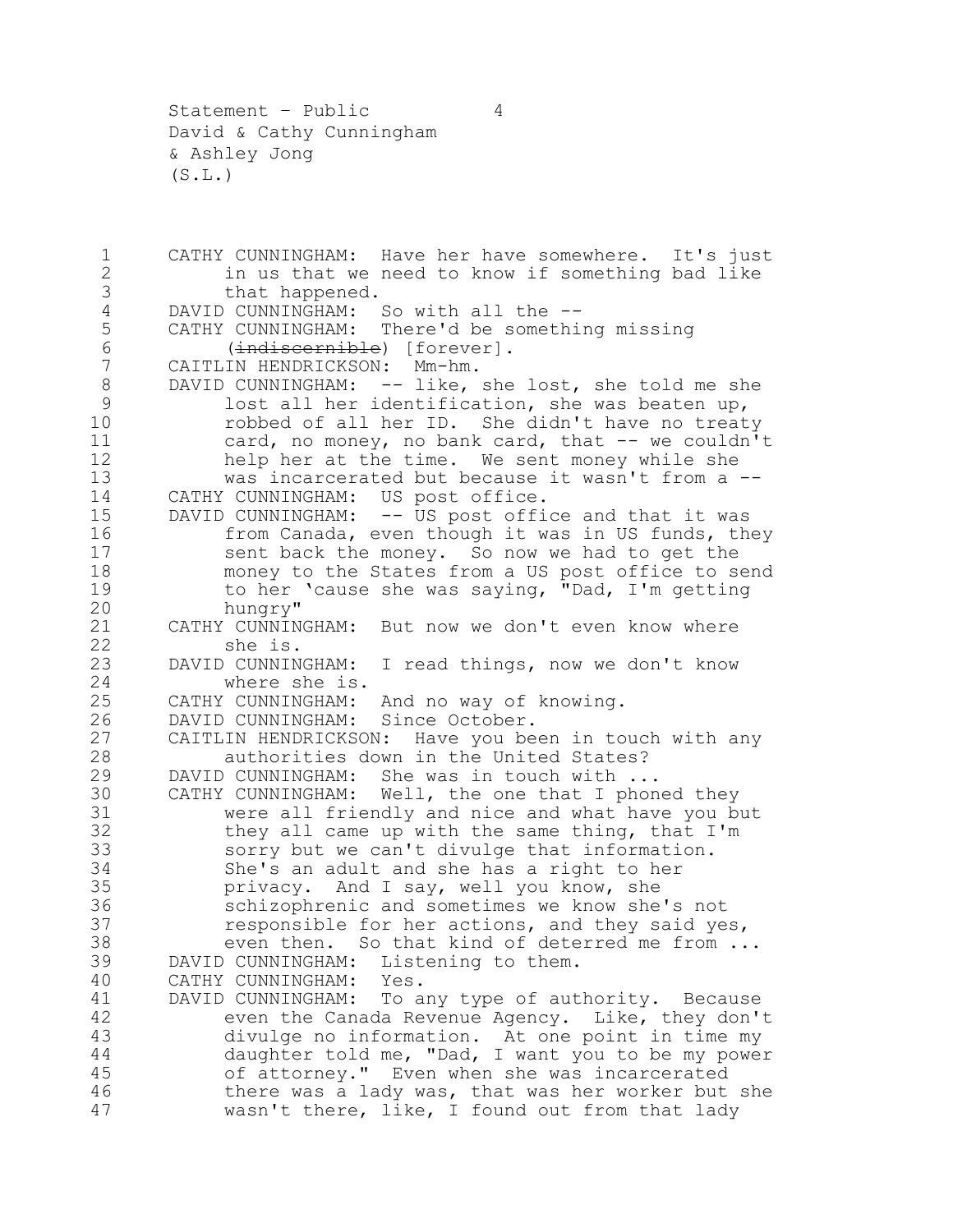CATHY CUNNINGHAM: Have her have somewhere. It's just in us that we need to know if something bad like that happened.

DAVID CUNNINGHAM: So with all the --

CATHY CUNNINGHAM: There'd be something missing (~~indiscernible~~) [forever].

CAITLIN HENDRICKSON: Mm-hm.

DAVID CUNNINGHAM: -- like, she lost, she told me she lost all her identification, she was beaten up, robbed of all her ID. She didn't have no treaty card, no money, no bank card, that -- we couldn't help her at the time. We sent money while she was incarcerated but because it wasn't from a --

CATHY CUNNINGHAM: US post office.

DAVID CUNNINGHAM: -- US post office and that it was from Canada, even though it was in US funds, they sent back the money. So now we had to get the money to the States from a US post office to send to her 'cause she was saying, "Dad, I'm getting hungry"

CATHY CUNNINGHAM: But now we don't even know where she is.

DAVID CUNNINGHAM: I read things, now we don't know where she is.

CATHY CUNNINGHAM: And no way of knowing.

DAVID CUNNINGHAM: Since October.

CAITLIN HENDRICKSON: Have you been in touch with any authorities down in the United States?

DAVID CUNNINGHAM: She was in touch with ...

CATHY CUNNINGHAM: Well, the one that I phoned they were all friendly and nice and what have you but they all came up with the same thing, that I'm sorry but we can't divulge that information. She's an adult and she has a right to her privacy. And I say, well you know, she schizophrenic and sometimes we know she's not responsible for her actions, and they said yes, even then. So that kind of deterred me from ...

DAVID CUNNINGHAM: Listening to them.

CATHY CUNNINGHAM: Yes.

DAVID CUNNINGHAM: To any type of authority. Because even the Canada Revenue Agency. Like, they don't divulge no information. At one point in time my daughter told me, "Dad, I want you to be my power of attorney." Even when she was incarcerated there was a lady was, that was her worker but she wasn't there, like, I found out from that lady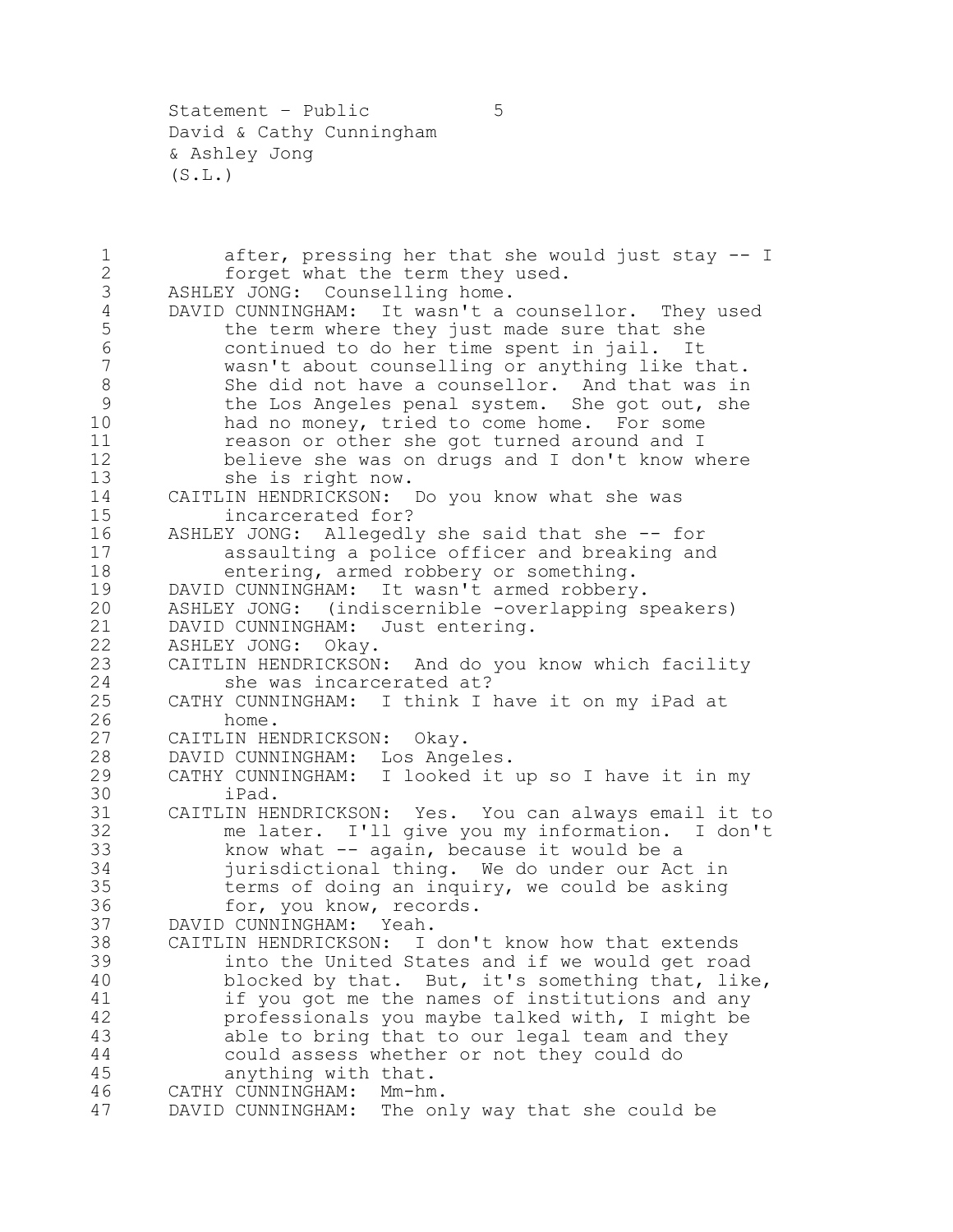after, pressing her that she would just stay -- I forget what the term they used.

ASHLEY JONG: Counselling home.

DAVID CUNNINGHAM: It wasn't a counsellor. They used the term where they just made sure that she continued to do her time spent in jail. It wasn't about counselling or anything like that. She did not have a counsellor. And that was in the Los Angeles penal system. She got out, she had no money, tried to come home. For some reason or other she got turned around and I believe she was on drugs and I don't know where she is right now.

CAITLIN HENDRICKSON: Do you know what she was incarcerated for?

ASHLEY JONG: Allegedly she said that she -- for assaulting a police officer and breaking and entering, armed robbery or something.

DAVID CUNNINGHAM: It wasn't armed robbery.

ASHLEY JONG: (indiscernible -overlapping speakers)

DAVID CUNNINGHAM: Just entering.

ASHLEY JONG: Okay.

CAITLIN HENDRICKSON: And do you know which facility she was incarcerated at?

CATHY CUNNINGHAM: I think I have it on my iPad at home.

CAITLIN HENDRICKSON: Okay.

DAVID CUNNINGHAM: Los Angeles.

CATHY CUNNINGHAM: I looked it up so I have it in my iPad.

CAITLIN HENDRICKSON: Yes. You can always email it to me later. I'll give you my information. I don't know what -- again, because it would be a jurisdictional thing. We do under our Act in terms of doing an inquiry, we could be asking for, you know, records.

DAVID CUNNINGHAM: Yeah.

CAITLIN HENDRICKSON: I don't know how that extends into the United States and if we would get road blocked by that. But, it's something that, like, if you got me the names of institutions and any professionals you maybe talked with, I might be able to bring that to our legal team and they could assess whether or not they could do anything with that.

CATHY CUNNINGHAM: Mm-hm.

DAVID CUNNINGHAM: The only way that she could be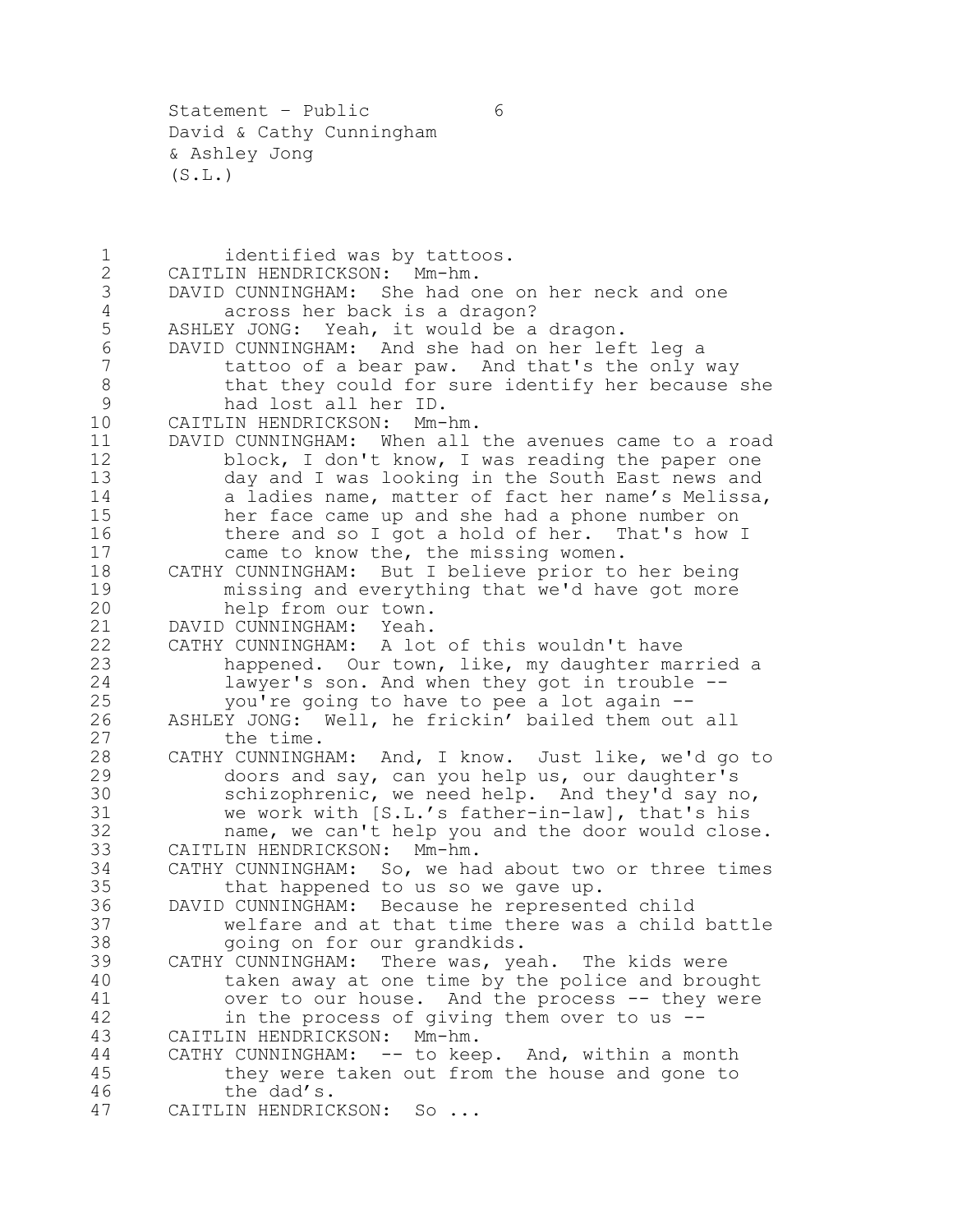identified was by tattoos.

CAITLIN HENDRICKSON: Mm-hm.

DAVID CUNNINGHAM: She had one on her neck and one across her back is a dragon?

ASHLEY JONG: Yeah, it would be a dragon.

DAVID CUNNINGHAM: And she had on her left leg a tattoo of a bear paw. And that's the only way that they could for sure identify her because she had lost all her ID.

CAITLIN HENDRICKSON: Mm-hm.

DAVID CUNNINGHAM: When all the avenues came to a road block, I don't know, I was reading the paper one day and I was looking in the South East news and a ladies name, matter of fact her name's Melissa, her face came up and she had a phone number on there and so I got a hold of her. That's how I came to know the, the missing women.

CATHY CUNNINGHAM: But I believe prior to her being missing and everything that we'd have got more help from our town.

DAVID CUNNINGHAM: Yeah.

CATHY CUNNINGHAM: A lot of this wouldn't have happened. Our town, like, my daughter married a lawyer's son. And when they got in trouble -- you're going to have to pee a lot again --

ASHLEY JONG: Well, he frickin' bailed them out all the time.

CATHY CUNNINGHAM: And, I know. Just like, we'd go to doors and say, can you help us, our daughter's schizophrenic, we need help. And they'd say no, we work with [S.L.'s father-in-law], that's his name, we can't help you and the door would close.

CAITLIN HENDRICKSON: Mm-hm.

CATHY CUNNINGHAM: So, we had about two or three times that happened to us so we gave up.

DAVID CUNNINGHAM: Because he represented child welfare and at that time there was a child battle going on for our grandkids.

CATHY CUNNINGHAM: There was, yeah. The kids were taken away at one time by the police and brought over to our house. And the process -- they were in the process of giving them over to us --

CAITLIN HENDRICKSON: Mm-hm.

CATHY CUNNINGHAM: -- to keep. And, within a month they were taken out from the house and gone to the dad's.

CAITLIN HENDRICKSON: So ...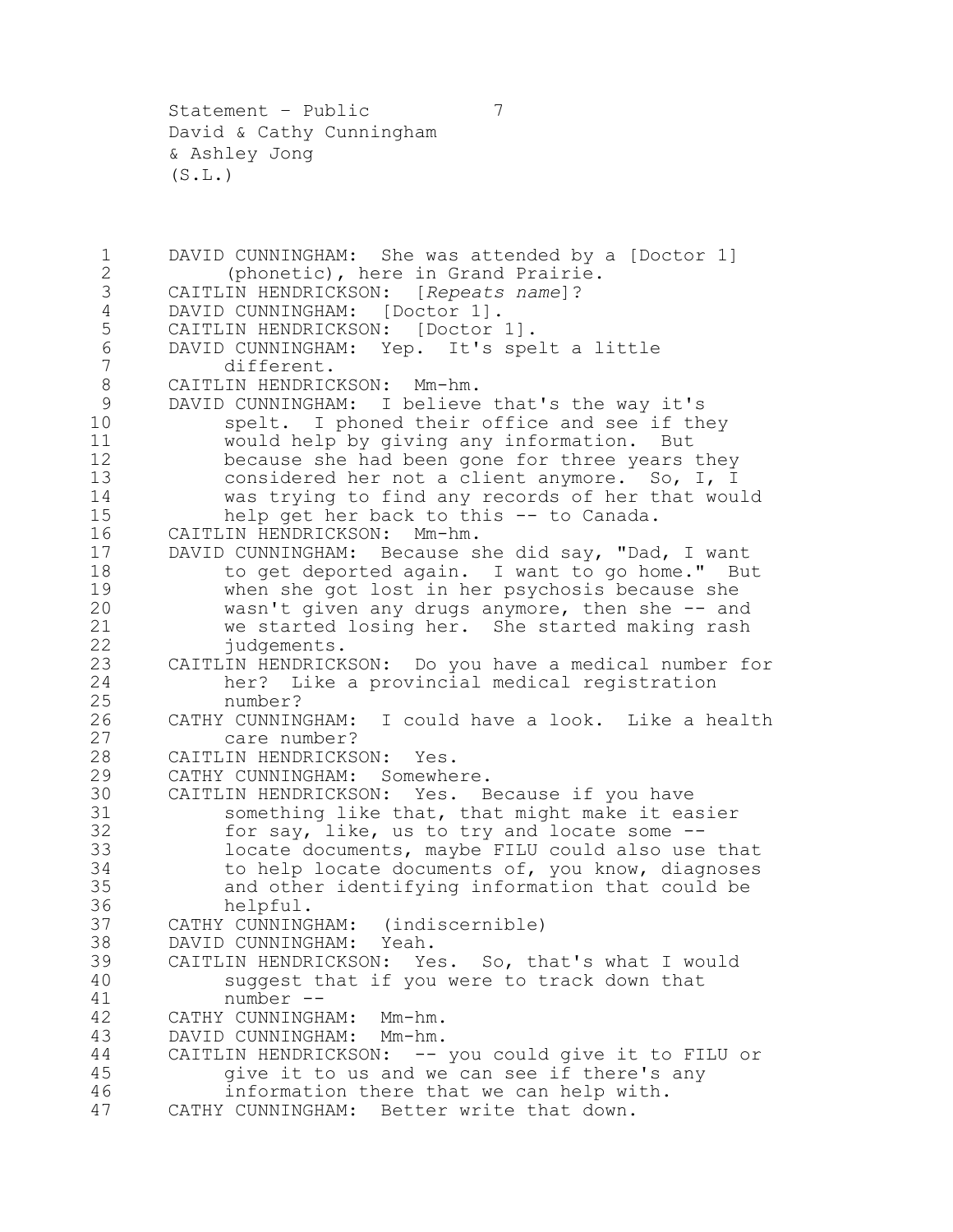DAVID CUNNINGHAM: She was attended by a [Doctor 1] (phonetic), here in Grand Prairie.

CAITLIN HENDRICKSON: [*Repeats name*]?

DAVID CUNNINGHAM: [Doctor 1].

CAITLIN HENDRICKSON: [Doctor 1].

DAVID CUNNINGHAM: Yep. It's spelt a little different.

CAITLIN HENDRICKSON: Mm-hm.

DAVID CUNNINGHAM: I believe that's the way it's spelt. I phoned their office and see if they would help by giving any information. But because she had been gone for three years they considered her not a client anymore. So, I, I was trying to find any records of her that would help get her back to this -- to Canada.

CAITLIN HENDRICKSON: Mm-hm.

DAVID CUNNINGHAM: Because she did say, "Dad, I want to get deported again. I want to go home." But when she got lost in her psychosis because she wasn't given any drugs anymore, then she -- and we started losing her. She started making rash judgements.

CAITLIN HENDRICKSON: Do you have a medical number for her? Like a provincial medical registration number?

CATHY CUNNINGHAM: I could have a look. Like a health care number?

CAITLIN HENDRICKSON: Yes.

CATHY CUNNINGHAM: Somewhere.

CAITLIN HENDRICKSON: Yes. Because if you have something like that, that might make it easier for say, like, us to try and locate some -- locate documents, maybe FILU could also use that to help locate documents of, you know, diagnoses and other identifying information that could be helpful.

CATHY CUNNINGHAM: (indiscernible)

DAVID CUNNINGHAM: Yeah.

CAITLIN HENDRICKSON: Yes. So, that's what I would suggest that if you were to track down that number --

CATHY CUNNINGHAM: Mm-hm.

DAVID CUNNINGHAM: Mm-hm.

CAITLIN HENDRICKSON: -- you could give it to FILU or give it to us and we can see if there's any information there that we can help with.

CATHY CUNNINGHAM: Better write that down.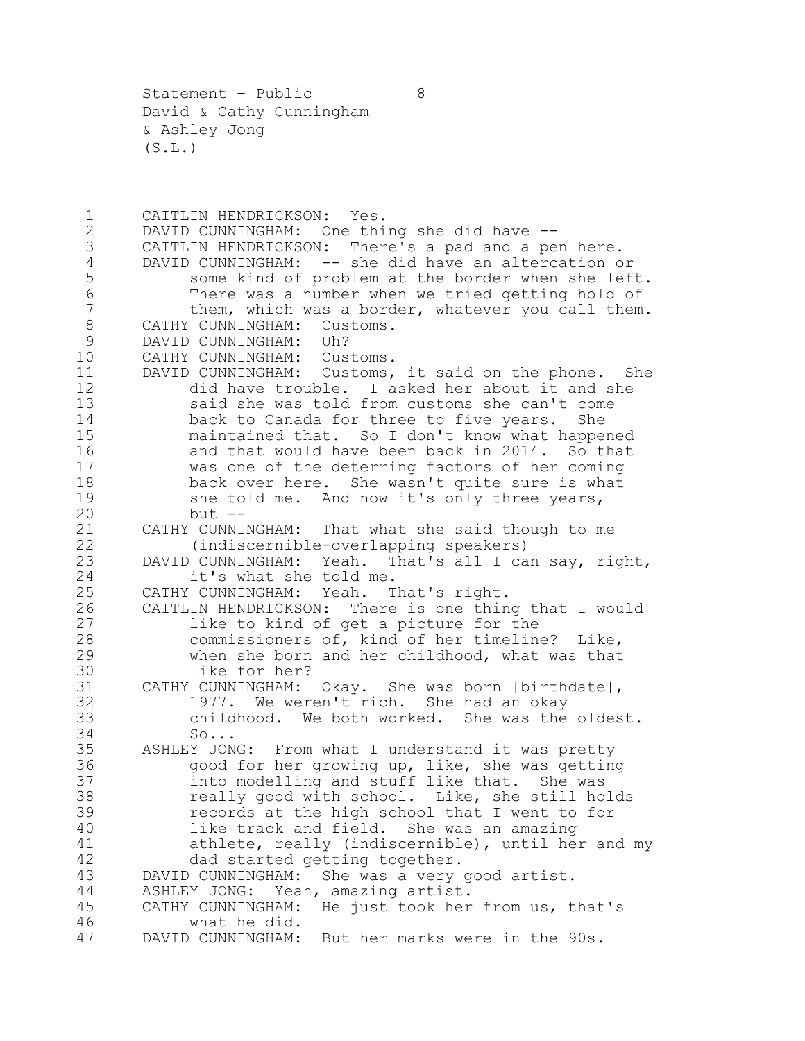CAITLIN HENDRICKSON: Yes.

DAVID CUNNINGHAM: One thing she did have --

CAITLIN HENDRICKSON: There's a pad and a pen here.

DAVID CUNNINGHAM: -- she did have an altercation or some kind of problem at the border when she left. There was a number when we tried getting hold of them, which was a border, whatever you call them.

CATHY CUNNINGHAM: Customs.

DAVID CUNNINGHAM: Uh?

CATHY CUNNINGHAM: Customs.

DAVID CUNNINGHAM: Customs, it said on the phone. She did have trouble. I asked her about it and she said she was told from customs she can't come back to Canada for three to five years. She maintained that. So I don't know what happened and that would have been back in 2014. So that was one of the deterring factors of her coming back over here. She wasn't quite sure is what she told me. And now it's only three years, but --

CATHY CUNNINGHAM: That what she said though to me (indiscernible-overlapping speakers)

DAVID CUNNINGHAM: Yeah. That's all I can say, right, it's what she told me.

CATHY CUNNINGHAM: Yeah. That's right.

CAITLIN HENDRICKSON: There is one thing that I would like to kind of get a picture for the commissioners of, kind of her timeline? Like, when she born and her childhood, what was that like for her?

CATHY CUNNINGHAM: Okay. She was born [birthdate], 1977. We weren't rich. She had an okay childhood. We both worked. She was the oldest. So...

ASHLEY JONG: From what I understand it was pretty good for her growing up, like, she was getting into modelling and stuff like that. She was really good with school. Like, she still holds records at the high school that I went to for like track and field. She was an amazing athlete, really (indiscernible), until her and my dad started getting together.

DAVID CUNNINGHAM: She was a very good artist.

ASHLEY JONG: Yeah, amazing artist.

CATHY CUNNINGHAM: He just took her from us, that's what he did.

DAVID CUNNINGHAM: But her marks were in the 90s.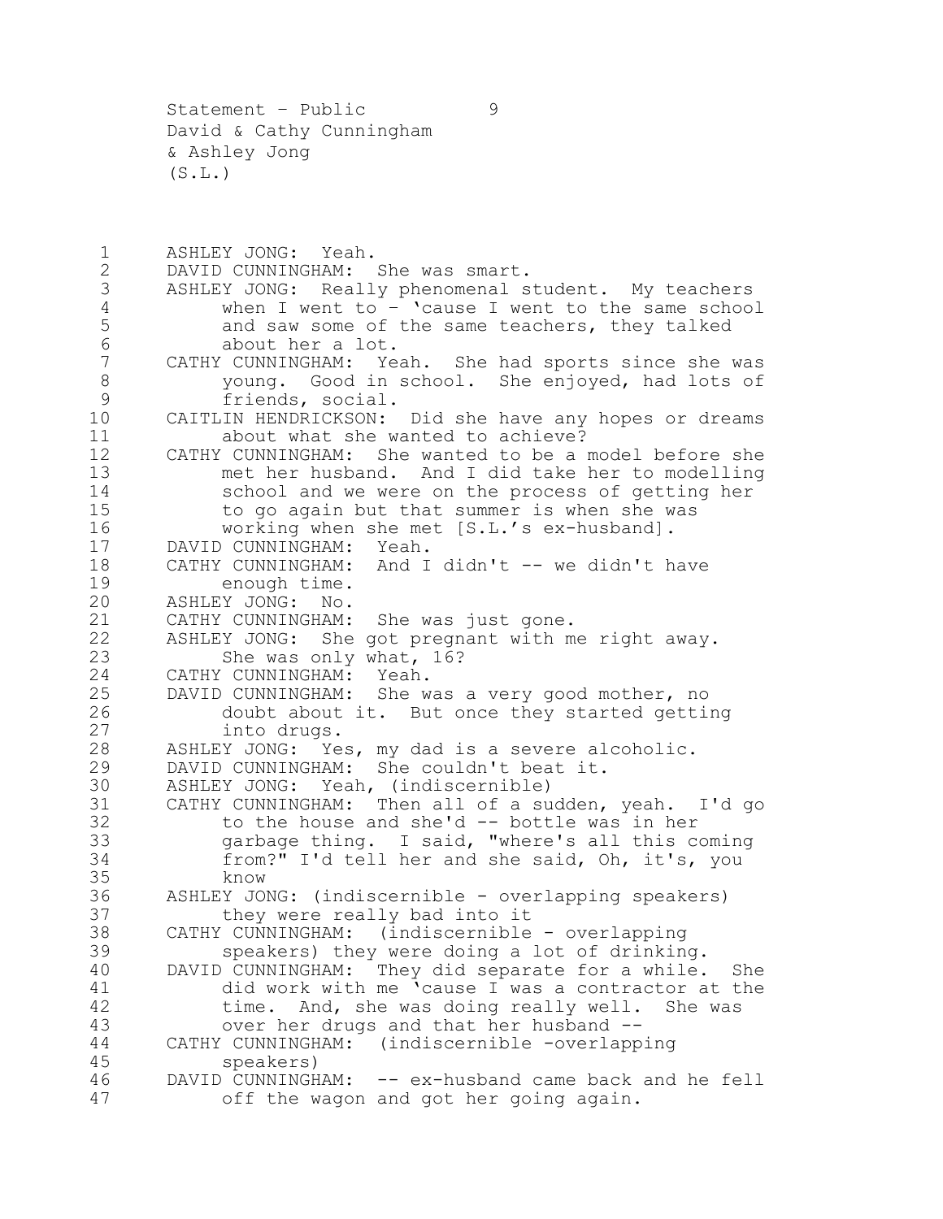ASHLEY JONG: Yeah.

DAVID CUNNINGHAM: She was smart.

ASHLEY JONG: Really phenomenal student. My teachers when I went to – 'cause I went to the same school and saw some of the same teachers, they talked about her a lot.

CATHY CUNNINGHAM: Yeah. She had sports since she was young. Good in school. She enjoyed, had lots of friends, social.

CAITLIN HENDRICKSON: Did she have any hopes or dreams about what she wanted to achieve?

CATHY CUNNINGHAM: She wanted to be a model before she met her husband. And I did take her to modelling school and we were on the process of getting her to go again but that summer is when she was working when she met [S.L.'s ex-husband].

DAVID CUNNINGHAM: Yeah.

CATHY CUNNINGHAM: And I didn't -- we didn't have enough time.

ASHLEY JONG: No.

CATHY CUNNINGHAM: She was just gone.

ASHLEY JONG: She got pregnant with me right away. She was only what, 16?

CATHY CUNNINGHAM: Yeah.

DAVID CUNNINGHAM: She was a very good mother, no doubt about it. But once they started getting into drugs.

ASHLEY JONG: Yes, my dad is a severe alcoholic.

DAVID CUNNINGHAM: She couldn't beat it.

ASHLEY JONG: Yeah, (indiscernible)

CATHY CUNNINGHAM: Then all of a sudden, yeah. I'd go to the house and she'd -- bottle was in her garbage thing. I said, "where's all this coming from?" I'd tell her and she said, Oh, it's, you know

ASHLEY JONG: (indiscernible - overlapping speakers) they were really bad into it

CATHY CUNNINGHAM: (indiscernible - overlapping speakers) they were doing a lot of drinking.

DAVID CUNNINGHAM: They did separate for a while. She did work with me 'cause I was a contractor at the time. And, she was doing really well. She was over her drugs and that her husband --

CATHY CUNNINGHAM: (indiscernible -overlapping speakers)

DAVID CUNNINGHAM: -- ex-husband came back and he fell off the wagon and got her going again.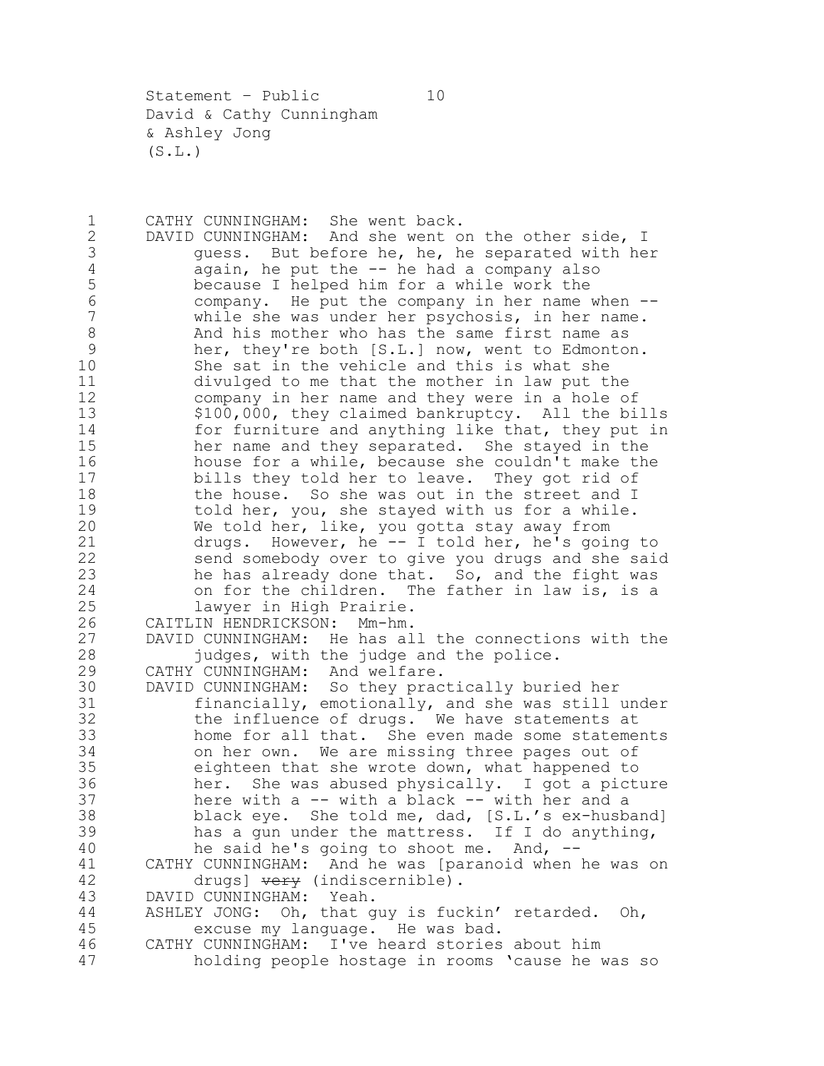CATHY CUNNINGHAM: She went back.

DAVID CUNNINGHAM: And she went on the other side, I guess. But before he, he, he separated with her again, he put the -- he had a company also because I helped him for a while work the company. He put the company in her name when -- while she was under her psychosis, in her name. And his mother who has the same first name as her, they're both [S.L.] now, went to Edmonton. She sat in the vehicle and this is what she divulged to me that the mother in law put the company in her name and they were in a hole of $100,000, they claimed bankruptcy. All the bills for furniture and anything like that, they put in her name and they separated. She stayed in the house for a while, because she couldn't make the bills they told her to leave. They got rid of the house. So she was out in the street and I told her, you, she stayed with us for a while. We told her, like, you gotta stay away from drugs. However, he -- I told her, he's going to send somebody over to give you drugs and she said he has already done that. So, and the fight was on for the children. The father in law is, is a lawyer in High Prairie.

CAITLIN HENDRICKSON: Mm-hm.

DAVID CUNNINGHAM: He has all the connections with the judges, with the judge and the police.

CATHY CUNNINGHAM: And welfare.

DAVID CUNNINGHAM: So they practically buried her financially, emotionally, and she was still under the influence of drugs. We have statements at home for all that. She even made some statements on her own. We are missing three pages out of eighteen that she wrote down, what happened to her. She was abused physically. I got a picture here with a -- with a black -- with her and a black eye. She told me, dad, [S.L.'s ex-husband] has a gun under the mattress. If I do anything, he said he's going to shoot me. And, --

CATHY CUNNINGHAM: And he was [paranoid when he was on drugs] ~~very~~ (indiscernible).

DAVID CUNNINGHAM: Yeah.

ASHLEY JONG: Oh, that guy is fuckin' retarded. Oh, excuse my language. He was bad.

CATHY CUNNINGHAM: I've heard stories about him holding people hostage in rooms 'cause he was so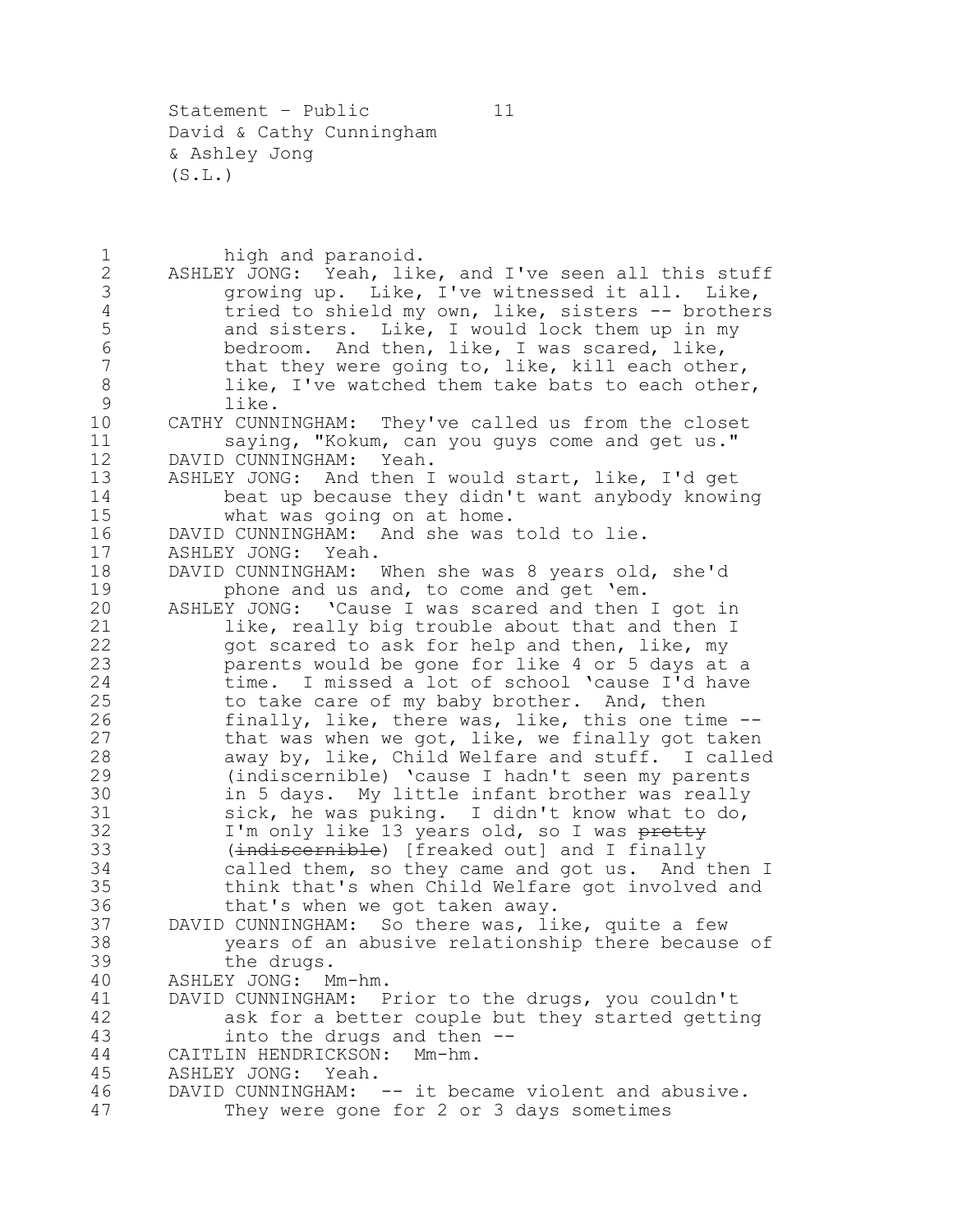high and paranoid.

ASHLEY JONG: Yeah, like, and I've seen all this stuff growing up. Like, I've witnessed it all. Like, tried to shield my own, like, sisters -- brothers and sisters. Like, I would lock them up in my bedroom. And then, like, I was scared, like, that they were going to, like, kill each other, like, I've watched them take bats to each other, like.

CATHY CUNNINGHAM: They've called us from the closet saying, "Kokum, can you guys come and get us."

DAVID CUNNINGHAM: Yeah.

ASHLEY JONG: And then I would start, like, I'd get beat up because they didn't want anybody knowing what was going on at home.

DAVID CUNNINGHAM: And she was told to lie.

ASHLEY JONG: Yeah.

DAVID CUNNINGHAM: When she was 8 years old, she'd phone and us and, to come and get 'em.

ASHLEY JONG: 'Cause I was scared and then I got in like, really big trouble about that and then I got scared to ask for help and then, like, my parents would be gone for like 4 or 5 days at a time. I missed a lot of school 'cause I'd have to take care of my baby brother. And, then finally, like, there was, like, this one time -- that was when we got, like, we finally got taken away by, like, Child Welfare and stuff. I called (indiscernible) 'cause I hadn't seen my parents in 5 days. My little infant brother was really sick, he was puking. I didn't know what to do, I'm only like 13 years old, so I was ~~pretty~~ (~~indiscernible~~) [freaked out] and I finally called them, so they came and got us. And then I think that's when Child Welfare got involved and that's when we got taken away.

DAVID CUNNINGHAM: So there was, like, quite a few years of an abusive relationship there because of the drugs.

ASHLEY JONG: Mm-hm.

DAVID CUNNINGHAM: Prior to the drugs, you couldn't ask for a better couple but they started getting into the drugs and then --

CAITLIN HENDRICKSON: Mm-hm.

ASHLEY JONG: Yeah.

DAVID CUNNINGHAM: -- it became violent and abusive. They were gone for 2 or 3 days sometimes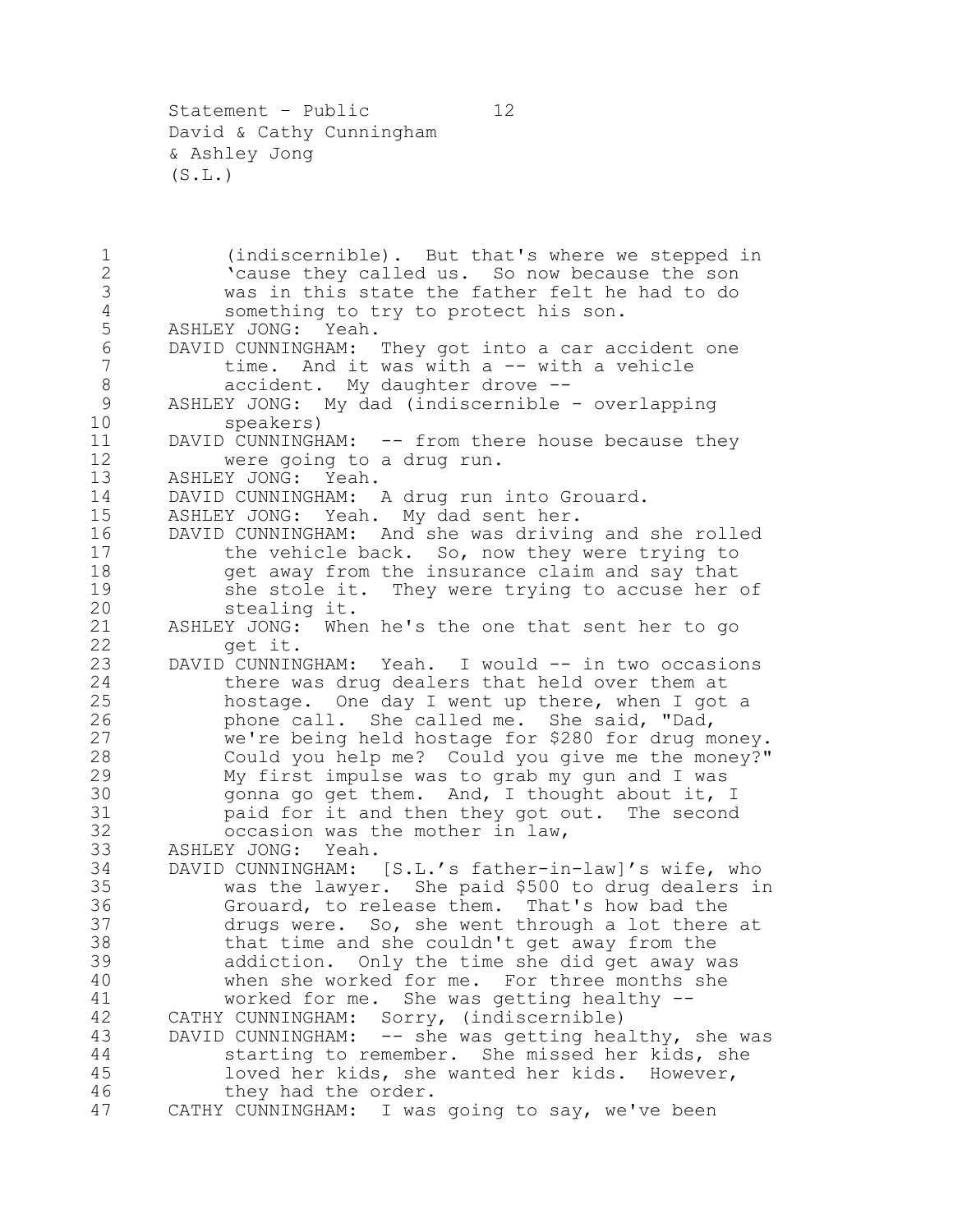(indiscernible). But that's where we stepped in 'cause they called us. So now because the son was in this state the father felt he had to do something to try to protect his son.

ASHLEY JONG: Yeah.

DAVID CUNNINGHAM: They got into a car accident one time. And it was with a -- with a vehicle accident. My daughter drove --

ASHLEY JONG: My dad (indiscernible - overlapping speakers)

DAVID CUNNINGHAM: -- from there house because they were going to a drug run.

ASHLEY JONG: Yeah.

DAVID CUNNINGHAM: A drug run into Grouard.

ASHLEY JONG: Yeah. My dad sent her.

DAVID CUNNINGHAM: And she was driving and she rolled the vehicle back. So, now they were trying to get away from the insurance claim and say that she stole it. They were trying to accuse her of stealing it.

ASHLEY JONG: When he's the one that sent her to go get it.

DAVID CUNNINGHAM: Yeah. I would -- in two occasions there was drug dealers that held over them at hostage. One day I went up there, when I got a phone call. She called me. She said, "Dad, we're being held hostage for $280 for drug money. Could you help me? Could you give me the money?" My first impulse was to grab my gun and I was gonna go get them. And, I thought about it, I paid for it and then they got out. The second occasion was the mother in law,

ASHLEY JONG: Yeah.

DAVID CUNNINGHAM: [S.L.'s father-in-law]'s wife, who was the lawyer. She paid $500 to drug dealers in Grouard, to release them. That's how bad the drugs were. So, she went through a lot there at that time and she couldn't get away from the addiction. Only the time she did get away was when she worked for me. For three months she worked for me. She was getting healthy --

CATHY CUNNINGHAM: Sorry, (indiscernible)

DAVID CUNNINGHAM: -- she was getting healthy, she was starting to remember. She missed her kids, she loved her kids, she wanted her kids. However, they had the order.

CATHY CUNNINGHAM: I was going to say, we've been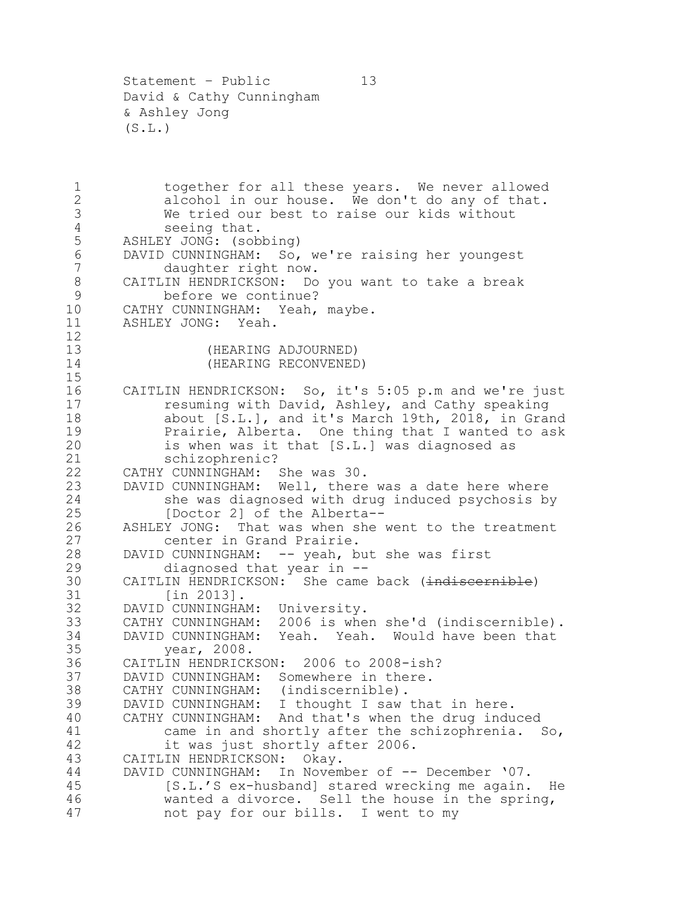together for all these years. We never allowed alcohol in our house. We don't do any of that. We tried our best to raise our kids without seeing that.

ASHLEY JONG: (sobbing)

DAVID CUNNINGHAM: So, we're raising her youngest daughter right now.

CAITLIN HENDRICKSON: Do you want to take a break before we continue?

CATHY CUNNINGHAM: Yeah, maybe.

ASHLEY JONG: Yeah.

(HEARING ADJOURNED)
(HEARING RECONVENED)

CAITLIN HENDRICKSON: So, it's 5:05 p.m and we're just resuming with David, Ashley, and Cathy speaking about [S.L.], and it's March 19th, 2018, in Grand Prairie, Alberta. One thing that I wanted to ask is when was it that [S.L.] was diagnosed as schizophrenic?

CATHY CUNNINGHAM: She was 30.

DAVID CUNNINGHAM: Well, there was a date here where she was diagnosed with drug induced psychosis by [Doctor 2] of the Alberta--

ASHLEY JONG: That was when she went to the treatment center in Grand Prairie.

DAVID CUNNINGHAM: -- yeah, but she was first diagnosed that year in --

CAITLIN HENDRICKSON: She came back (~~indiscernible~~) [in 2013].

DAVID CUNNINGHAM: University.

CATHY CUNNINGHAM: 2006 is when she'd (indiscernible).

DAVID CUNNINGHAM: Yeah. Yeah. Would have been that year, 2008.

CAITLIN HENDRICKSON: 2006 to 2008-ish?

DAVID CUNNINGHAM: Somewhere in there.

CATHY CUNNINGHAM: (indiscernible).

DAVID CUNNINGHAM: I thought I saw that in here.

CATHY CUNNINGHAM: And that's when the drug induced came in and shortly after the schizophrenia. So, it was just shortly after 2006.

CAITLIN HENDRICKSON: Okay.

DAVID CUNNINGHAM: In November of -- December '07. [S.L.'S ex-husband] stared wrecking me again. He wanted a divorce. Sell the house in the spring, not pay for our bills. I went to my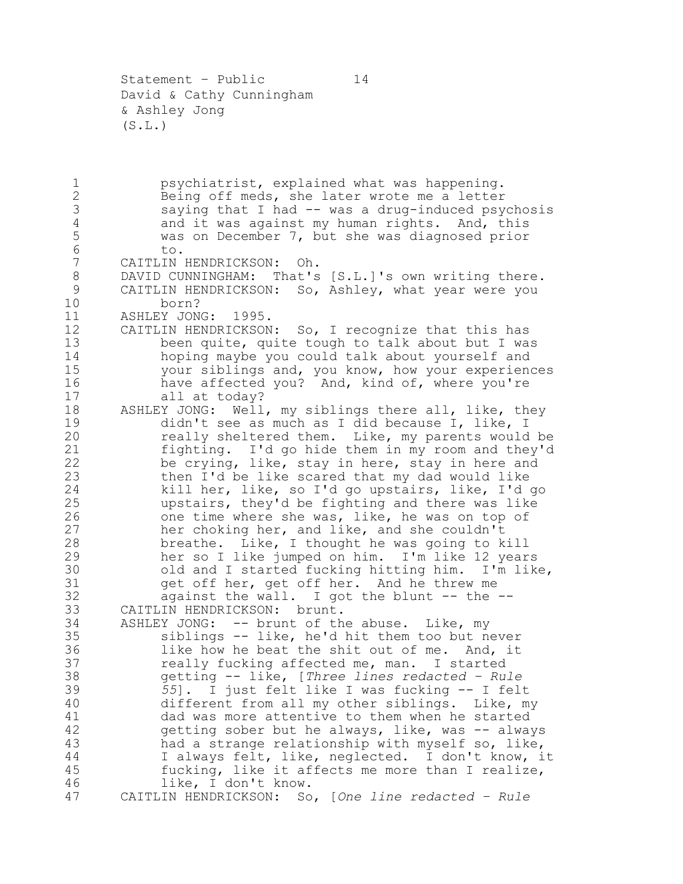psychiatrist, explained what was happening. Being off meds, she later wrote me a letter saying that I had -- was a drug-induced psychosis and it was against my human rights. And, this was on December 7, but she was diagnosed prior to.

CAITLIN HENDRICKSON: Oh.

DAVID CUNNINGHAM: That's [S.L.]'s own writing there.

CAITLIN HENDRICKSON: So, Ashley, what year were you born?

ASHLEY JONG: 1995.

CAITLIN HENDRICKSON: So, I recognize that this has been quite, quite tough to talk about but I was hoping maybe you could talk about yourself and your siblings and, you know, how your experiences have affected you? And, kind of, where you're all at today?

ASHLEY JONG: Well, my siblings there all, like, they didn't see as much as I did because I, like, I really sheltered them. Like, my parents would be fighting. I'd go hide them in my room and they'd be crying, like, stay in here, stay in here and then I'd be like scared that my dad would like kill her, like, so I'd go upstairs, like, I'd go upstairs, they'd be fighting and there was like one time where she was, like, he was on top of her choking her, and like, and she couldn't breathe. Like, I thought he was going to kill her so I like jumped on him. I'm like 12 years old and I started fucking hitting him. I'm like, get off her, get off her. And he threw me against the wall. I got the blunt -- the --

CAITLIN HENDRICKSON: brunt.

ASHLEY JONG: -- brunt of the abuse. Like, my siblings -- like, he'd hit them too but never like how he beat the shit out of me. And, it really fucking affected me, man. I started getting -- like, [*Three lines redacted - Rule 55*]. I just felt like I was fucking -- I felt different from all my other siblings. Like, my dad was more attentive to them when he started getting sober but he always, like, was -- always had a strange relationship with myself so, like, I always felt, like, neglected. I don't know, it fucking, like it affects me more than I realize, like, I don't know.

CAITLIN HENDRICKSON: So, [*One line redacted - Rule*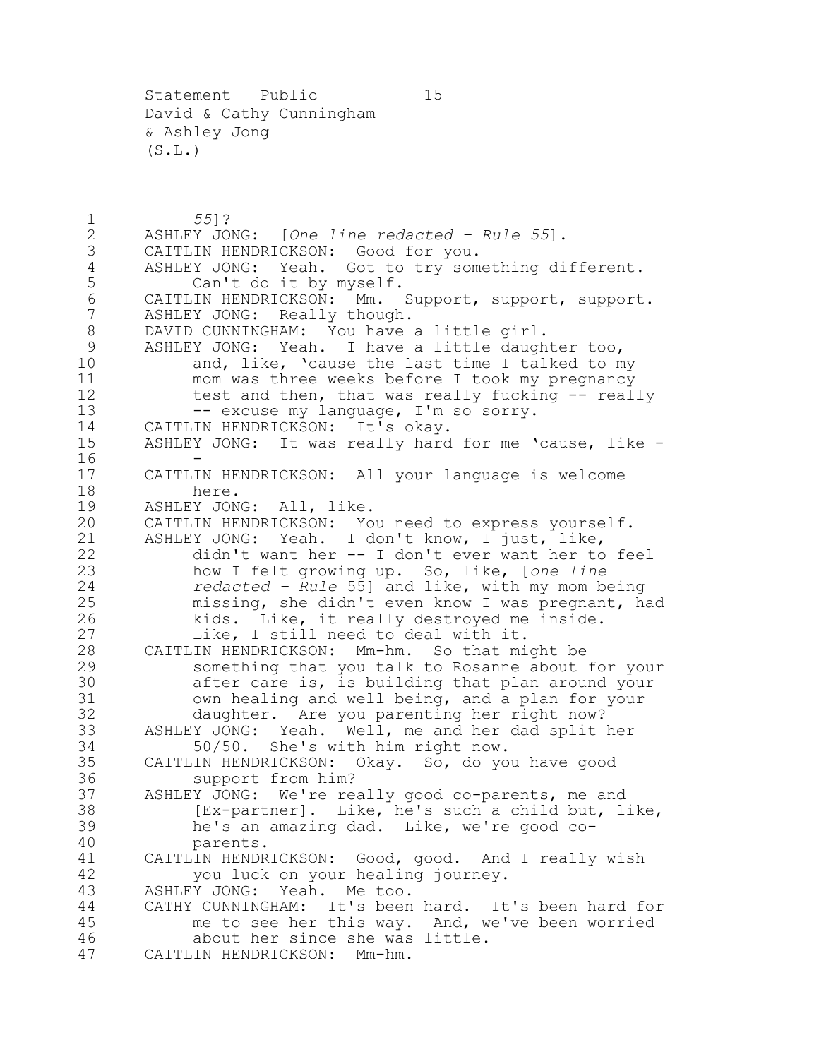*55]*?

ASHLEY JONG: [*One line redacted – Rule 55*].

CAITLIN HENDRICKSON: Good for you.

ASHLEY JONG: Yeah. Got to try something different. Can't do it by myself.

CAITLIN HENDRICKSON: Mm. Support, support, support.

ASHLEY JONG: Really though.

DAVID CUNNINGHAM: You have a little girl.

ASHLEY JONG: Yeah. I have a little daughter too, and, like, 'cause the last time I talked to my mom was three weeks before I took my pregnancy test and then, that was really fucking -- really -- excuse my language, I'm so sorry.

CAITLIN HENDRICKSON: It's okay.

ASHLEY JONG: It was really hard for me 'cause, like --

CAITLIN HENDRICKSON: All your language is welcome here.

ASHLEY JONG: All, like.

CAITLIN HENDRICKSON: You need to express yourself.

ASHLEY JONG: Yeah. I don't know, I just, like, didn't want her -- I don't ever want her to feel how I felt growing up. So, like, [*one line redacted – Rule* 55] and like, with my mom being missing, she didn't even know I was pregnant, had kids. Like, it really destroyed me inside. Like, I still need to deal with it.

CAITLIN HENDRICKSON: Mm-hm. So that might be something that you talk to Rosanne about for your after care is, is building that plan around your own healing and well being, and a plan for your daughter. Are you parenting her right now?

ASHLEY JONG: Yeah. Well, me and her dad split her 50/50. She's with him right now.

CAITLIN HENDRICKSON: Okay. So, do you have good support from him?

ASHLEY JONG: We're really good co-parents, me and [Ex-partner]. Like, he's such a child but, like, he's an amazing dad. Like, we're good co-parents.

CAITLIN HENDRICKSON: Good, good. And I really wish you luck on your healing journey.

ASHLEY JONG: Yeah. Me too.

CATHY CUNNINGHAM: It's been hard. It's been hard for me to see her this way. And, we've been worried about her since she was little.

CAITLIN HENDRICKSON: Mm-hm.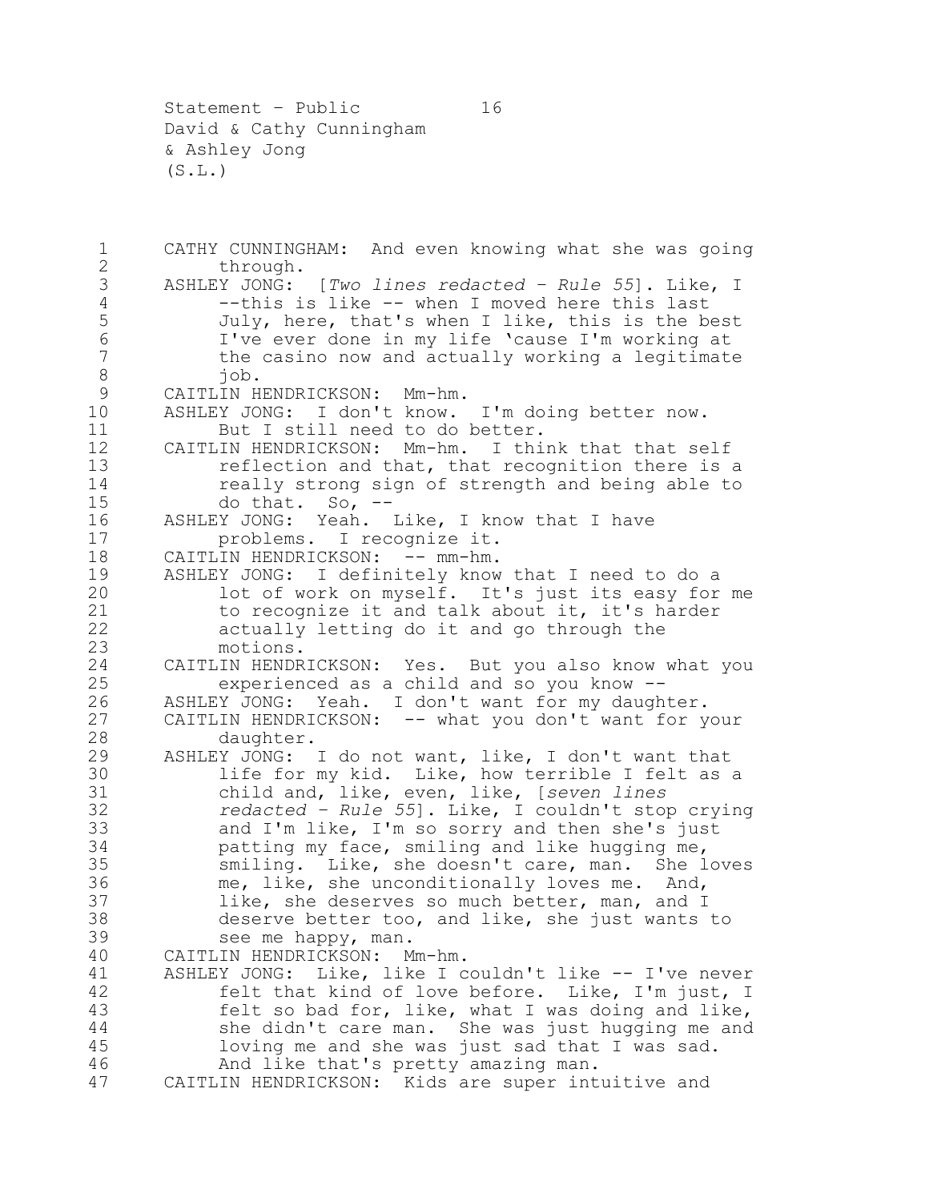CATHY CUNNINGHAM: And even knowing what she was going through.

ASHLEY JONG: [*Two lines redacted – Rule 55*]. Like, I --this is like -- when I moved here this last July, here, that's when I like, this is the best I've ever done in my life 'cause I'm working at the casino now and actually working a legitimate job.

CAITLIN HENDRICKSON: Mm-hm.

ASHLEY JONG: I don't know. I'm doing better now. But I still need to do better.

CAITLIN HENDRICKSON: Mm-hm. I think that that self reflection and that, that recognition there is a really strong sign of strength and being able to do that. So, --

ASHLEY JONG: Yeah. Like, I know that I have problems. I recognize it.

CAITLIN HENDRICKSON: -- mm-hm.

ASHLEY JONG: I definitely know that I need to do a lot of work on myself. It's just its easy for me to recognize it and talk about it, it's harder actually letting do it and go through the motions.

CAITLIN HENDRICKSON: Yes. But you also know what you experienced as a child and so you know --

ASHLEY JONG: Yeah. I don't want for my daughter.

CAITLIN HENDRICKSON: -- what you don't want for your daughter.

ASHLEY JONG: I do not want, like, I don't want that life for my kid. Like, how terrible I felt as a child and, like, even, like, [*seven lines redacted – Rule 55*]. Like, I couldn't stop crying and I'm like, I'm so sorry and then she's just patting my face, smiling and like hugging me, smiling. Like, she doesn't care, man. She loves me, like, she unconditionally loves me. And, like, she deserves so much better, man, and I deserve better too, and like, she just wants to see me happy, man.

CAITLIN HENDRICKSON: Mm-hm.

ASHLEY JONG: Like, like I couldn't like -- I've never felt that kind of love before. Like, I'm just, I felt so bad for, like, what I was doing and like, she didn't care man. She was just hugging me and loving me and she was just sad that I was sad. And like that's pretty amazing man.

CAITLIN HENDRICKSON: Kids are super intuitive and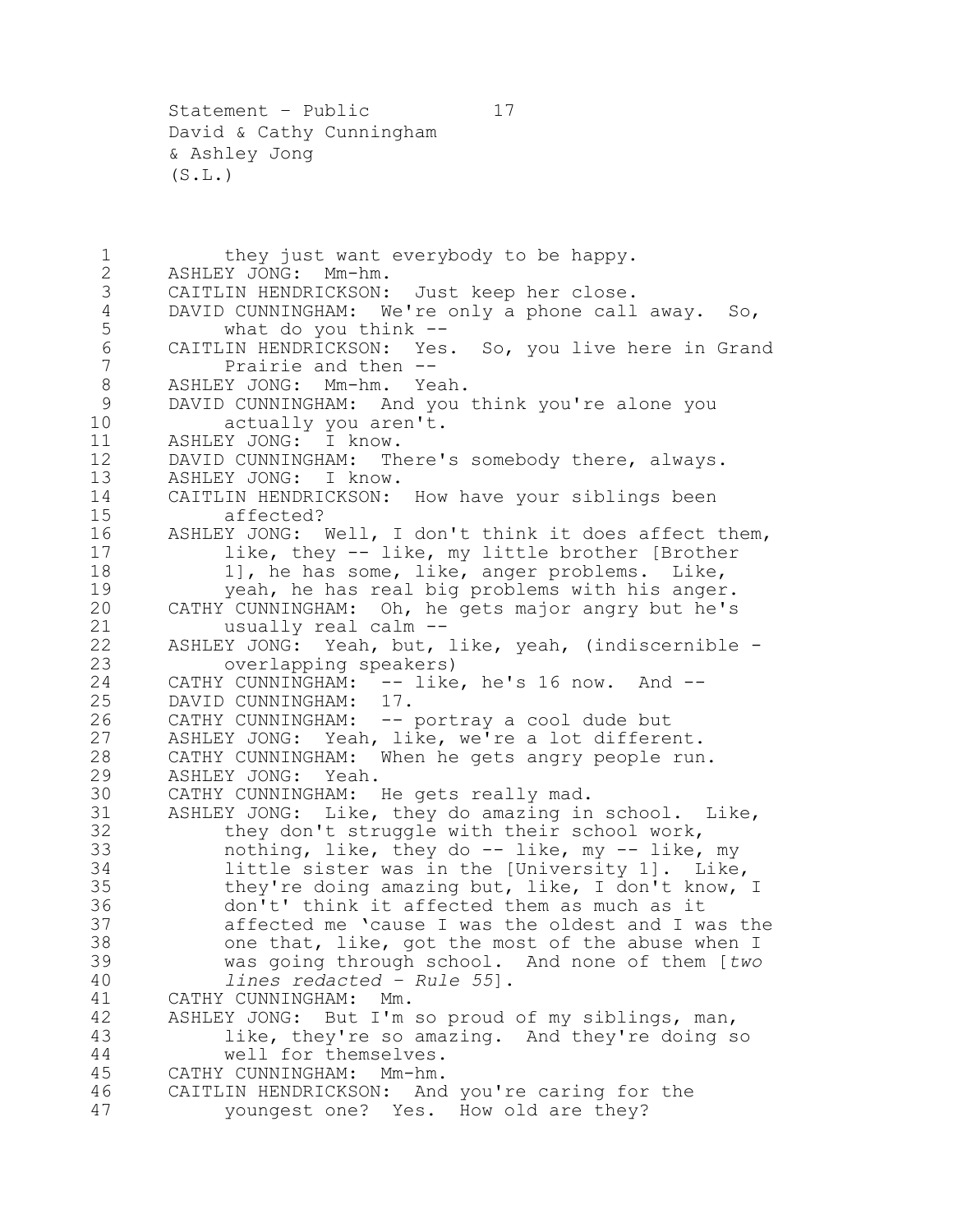they just want everybody to be happy.

ASHLEY JONG: Mm-hm.

CAITLIN HENDRICKSON: Just keep her close.

DAVID CUNNINGHAM: We're only a phone call away. So, what do you think --

CAITLIN HENDRICKSON: Yes. So, you live here in Grand Prairie and then --

ASHLEY JONG: Mm-hm. Yeah.

DAVID CUNNINGHAM: And you think you're alone you actually you aren't.

ASHLEY JONG: I know.

DAVID CUNNINGHAM: There's somebody there, always.

ASHLEY JONG: I know.

CAITLIN HENDRICKSON: How have your siblings been affected?

ASHLEY JONG: Well, I don't think it does affect them, like, they -- like, my little brother [Brother 1], he has some, like anger problems. Like, yeah, he has real big problems with his anger.

CATHY CUNNINGHAM: Oh, he gets major angry but he's usually real calm --

ASHLEY JONG: Yeah, but, like, yeah, (indiscernible - overlapping speakers)

CATHY CUNNINGHAM: -- like, he's 16 now. And --

DAVID CUNNINGHAM: 17.

CATHY CUNNINGHAM: -- portray a cool dude but

ASHLEY JONG: Yeah, like, we're a lot different.

CATHY CUNNINGHAM: When he gets angry people run.

ASHLEY JONG: Yeah.

CATHY CUNNINGHAM: He gets really mad.

ASHLEY JONG: Like, they do amazing in school. Like, they don't struggle with their school work, nothing, like, they do -- like, my -- like, my little sister was in the [University 1]. Like, they're doing amazing but, like, I don't know, I don't' think it affected them as much as it affected me 'cause I was the oldest and I was the one that, like, got the most of the abuse when I was going through school. And none of them [*two lines redacted – Rule 55*].

CATHY CUNNINGHAM: Mm.

ASHLEY JONG: But I'm so proud of my siblings, man, like, they're so amazing. And they're doing so well for themselves.

CATHY CUNNINGHAM: Mm-hm.

CAITLIN HENDRICKSON: And you're caring for the youngest one? Yes. How old are they?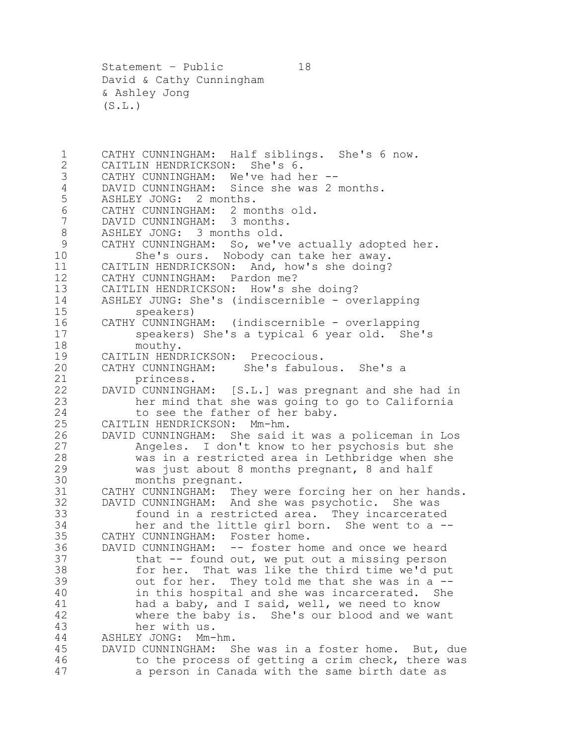CATHY CUNNINGHAM: Half siblings. She's 6 now.

CAITLIN HENDRICKSON: She's 6.

CATHY CUNNINGHAM: We've had her --

DAVID CUNNINGHAM: Since she was 2 months.

ASHLEY JONG: 2 months.

CATHY CUNNINGHAM: 2 months old.

DAVID CUNNINGHAM: 3 months.

ASHLEY JONG: 3 months old.

CATHY CUNNINGHAM: So, we've actually adopted her. She's ours. Nobody can take her away.

CAITLIN HENDRICKSON: And, how's she doing?

CATHY CUNNINGHAM: Pardon me?

CAITLIN HENDRICKSON: How's she doing?

ASHLEY JUNG: She's (indiscernible - overlapping speakers)

CATHY CUNNINGHAM: (indiscernible - overlapping speakers) She's a typical 6 year old. She's mouthy.

CAITLIN HENDRICKSON: Precocious.

CATHY CUNNINGHAM: She's fabulous. She's a princess.

DAVID CUNNINGHAM: [S.L.] was pregnant and she had in her mind that she was going to go to California to see the father of her baby.

CAITLIN HENDRICKSON: Mm-hm.

DAVID CUNNINGHAM: She said it was a policeman in Los Angeles. I don't know to her psychosis but she was in a restricted area in Lethbridge when she was just about 8 months pregnant, 8 and half months pregnant.

CATHY CUNNINGHAM: They were forcing her on her hands.

DAVID CUNNINGHAM: And she was psychotic. She was found in a restricted area. They incarcerated her and the little girl born. She went to a --

CATHY CUNNINGHAM: Foster home.

DAVID CUNNINGHAM: -- foster home and once we heard that -- found out, we put out a missing person for her. That was like the third time we'd put out for her. They told me that she was in a -- in this hospital and she was incarcerated. She had a baby, and I said, well, we need to know where the baby is. She's our blood and we want her with us.

ASHLEY JONG: Mm-hm.

DAVID CUNNINGHAM: She was in a foster home. But, due to the process of getting a crim check, there was a person in Canada with the same birth date as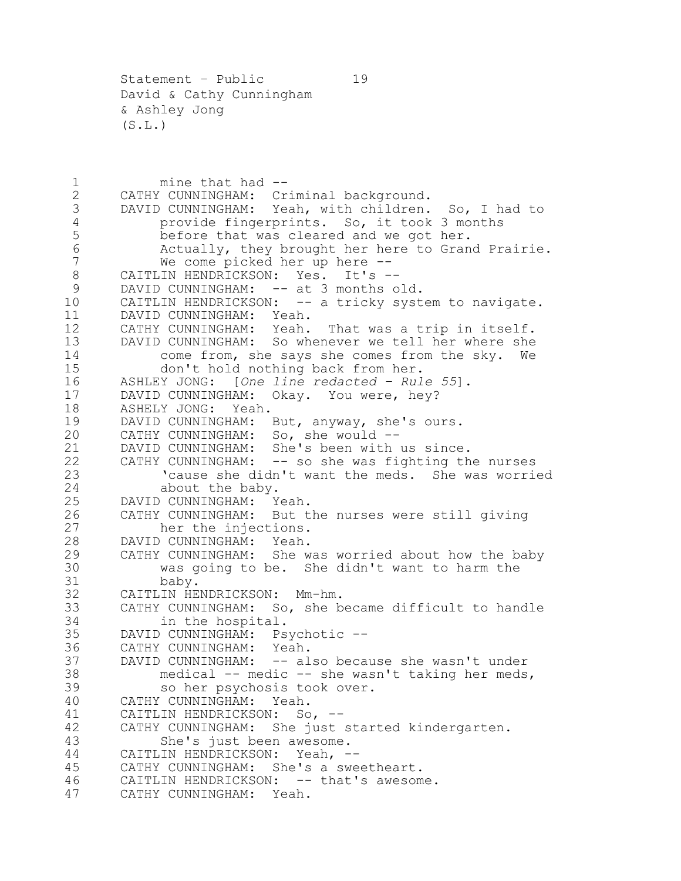mine that had --

CATHY CUNNINGHAM: Criminal background.

DAVID CUNNINGHAM: Yeah, with children. So, I had to provide fingerprints. So, it took 3 months before that was cleared and we got her. Actually, they brought her here to Grand Prairie. We come picked her up here --

CAITLIN HENDRICKSON: Yes. It's --

DAVID CUNNINGHAM: -- at 3 months old.

CAITLIN HENDRICKSON: -- a tricky system to navigate.

DAVID CUNNINGHAM: Yeah.

CATHY CUNNINGHAM: Yeah. That was a trip in itself.

DAVID CUNNINGHAM: So whenever we tell her where she come from, she says she comes from the sky. We don't hold nothing back from her.

ASHLEY JONG: [*One line redacted – Rule 55*].

DAVID CUNNINGHAM: Okay. You were, hey?

ASHELY JONG: Yeah.

DAVID CUNNINGHAM: But, anyway, she's ours.

CATHY CUNNINGHAM: So, she would --

DAVID CUNNINGHAM: She's been with us since.

CATHY CUNNINGHAM: -- so she was fighting the nurses 'cause she didn't want the meds. She was worried about the baby.

DAVID CUNNINGHAM: Yeah.

CATHY CUNNINGHAM: But the nurses were still giving her the injections.

DAVID CUNNINGHAM: Yeah.

CATHY CUNNINGHAM: She was worried about how the baby was going to be. She didn't want to harm the baby.

CAITLIN HENDRICKSON: Mm-hm.

CATHY CUNNINGHAM: So, she became difficult to handle in the hospital.

DAVID CUNNINGHAM: Psychotic --

CATHY CUNNINGHAM: Yeah.

DAVID CUNNINGHAM: -- also because she wasn't under medical -- medic -- she wasn't taking her meds, so her psychosis took over.

CATHY CUNNINGHAM: Yeah.

CAITLIN HENDRICKSON: So, --

CATHY CUNNINGHAM: She just started kindergarten. She's just been awesome.

CAITLIN HENDRICKSON: Yeah, --

CATHY CUNNINGHAM: She's a sweetheart.

CAITLIN HENDRICKSON: -- that's awesome.

CATHY CUNNINGHAM: Yeah.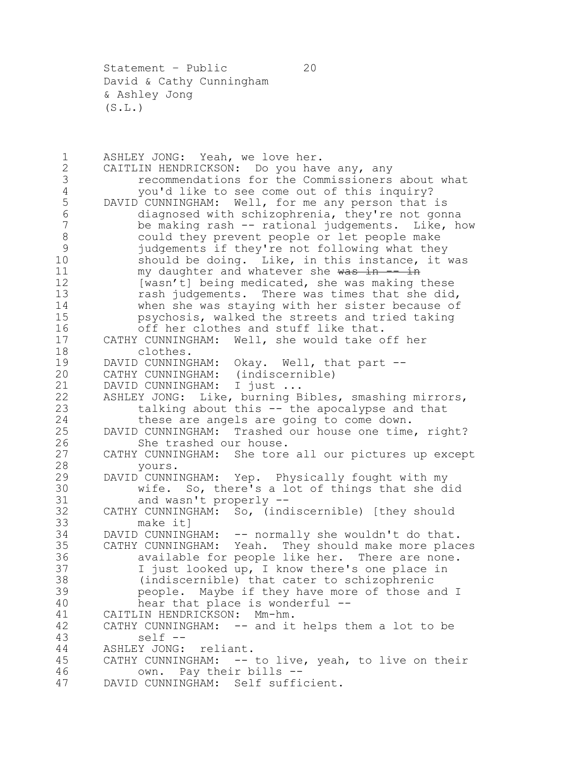ASHLEY JONG: Yeah, we love her.

CAITLIN HENDRICKSON: Do you have any, any recommendations for the Commissioners about what you'd like to see come out of this inquiry?

DAVID CUNNINGHAM: Well, for me any person that is diagnosed with schizophrenia, they're not gonna be making rash -- rational judgements. Like, how could they prevent people or let people make judgements if they're not following what they should be doing. Like, in this instance, it was my daughter and whatever she ~~was in -- in~~ [wasn't] being medicated, she was making these rash judgements. There was times that she did, when she was staying with her sister because of psychosis, walked the streets and tried taking off her clothes and stuff like that.

CATHY CUNNINGHAM: Well, she would take off her clothes.

DAVID CUNNINGHAM: Okay. Well, that part --

CATHY CUNNINGHAM: (indiscernible)

DAVID CUNNINGHAM: I just ...

ASHLEY JONG: Like, burning Bibles, smashing mirrors, talking about this -- the apocalypse and that these are angels are going to come down.

DAVID CUNNINGHAM: Trashed our house one time, right? She trashed our house.

CATHY CUNNINGHAM: She tore all our pictures up except yours.

DAVID CUNNINGHAM: Yep. Physically fought with my wife. So, there's a lot of things that she did and wasn't properly --

CATHY CUNNINGHAM: So, (indiscernible) [they should make it]

DAVID CUNNINGHAM: -- normally she wouldn't do that.

CATHY CUNNINGHAM: Yeah. They should make more places available for people like her. There are none. I just looked up, I know there's one place in (indiscernible) that cater to schizophrenic people. Maybe if they have more of those and I hear that place is wonderful --

CAITLIN HENDRICKSON: Mm-hm.

CATHY CUNNINGHAM: -- and it helps them a lot to be self --

ASHLEY JONG: reliant.

CATHY CUNNINGHAM: -- to live, yeah, to live on their own. Pay their bills --

DAVID CUNNINGHAM: Self sufficient.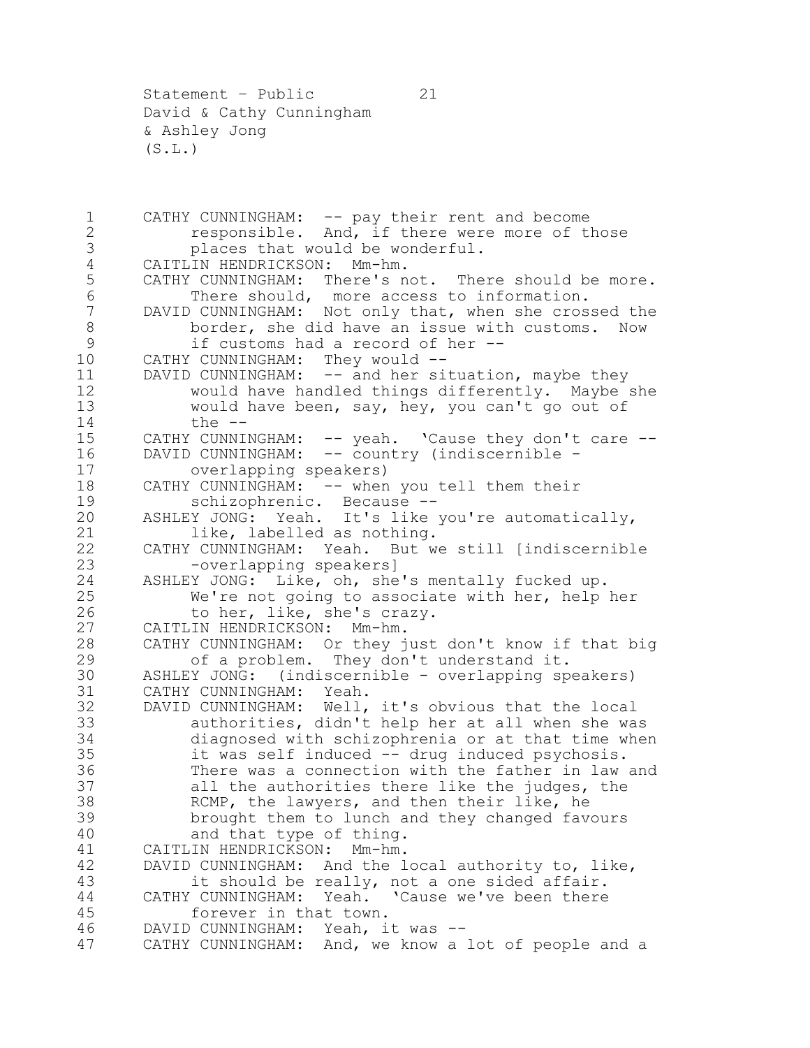CATHY CUNNINGHAM: -- pay their rent and become responsible. And, if there were more of those places that would be wonderful.

CAITLIN HENDRICKSON: Mm-hm.

CATHY CUNNINGHAM: There's not. There should be more. There should, more access to information.

DAVID CUNNINGHAM: Not only that, when she crossed the border, she did have an issue with customs. Now if customs had a record of her --

CATHY CUNNINGHAM: They would --

DAVID CUNNINGHAM: -- and her situation, maybe they would have handled things differently. Maybe she would have been, say, hey, you can't go out of the --

CATHY CUNNINGHAM: -- yeah. 'Cause they don't care --

DAVID CUNNINGHAM: -- country (indiscernible - overlapping speakers)

CATHY CUNNINGHAM: -- when you tell them their schizophrenic. Because --

ASHLEY JONG: Yeah. It's like you're automatically, like, labelled as nothing.

CATHY CUNNINGHAM: Yeah. But we still [indiscernible -overlapping speakers]

ASHLEY JONG: Like, oh, she's mentally fucked up. We're not going to associate with her, help her to her, like, she's crazy.

CAITLIN HENDRICKSON: Mm-hm.

CATHY CUNNINGHAM: Or they just don't know if that big of a problem. They don't understand it.

ASHLEY JONG: (indiscernible - overlapping speakers)

CATHY CUNNINGHAM: Yeah.

DAVID CUNNINGHAM: Well, it's obvious that the local authorities, didn't help her at all when she was diagnosed with schizophrenia or at that time when it was self induced -- drug induced psychosis. There was a connection with the father in law and all the authorities there like the judges, the RCMP, the lawyers, and then their like, he brought them to lunch and they changed favours and that type of thing.

CAITLIN HENDRICKSON: Mm-hm.

DAVID CUNNINGHAM: And the local authority to, like, it should be really, not a one sided affair.

CATHY CUNNINGHAM: Yeah. 'Cause we've been there forever in that town.

DAVID CUNNINGHAM: Yeah, it was --

CATHY CUNNINGHAM: And, we know a lot of people and a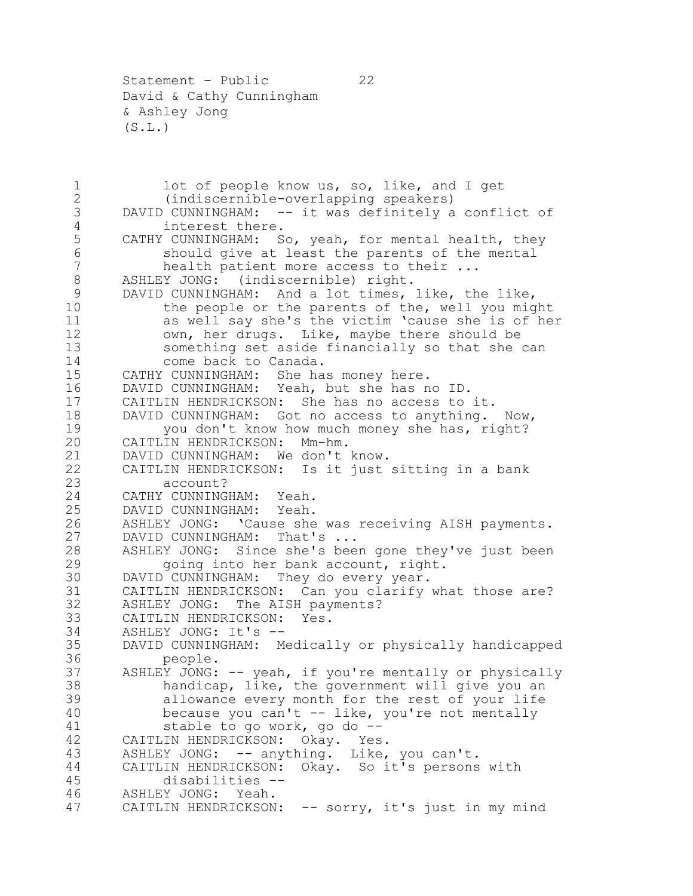lot of people know us, so, like, and I get (indiscernible-overlapping speakers)

DAVID CUNNINGHAM: -- it was definitely a conflict of interest there.

CATHY CUNNINGHAM: So, yeah, for mental health, they should give at least the parents of the mental health patient more access to their ...

ASHLEY JONG: (indiscernible) right.

DAVID CUNNINGHAM: And a lot times, like, the like, the people or the parents of the, well you might as well say she's the victim 'cause she is of her own, her drugs. Like, maybe there should be something set aside financially so that she can come back to Canada.

CATHY CUNNINGHAM: She has money here.

DAVID CUNNINGHAM: Yeah, but she has no ID.

CAITLIN HENDRICKSON: She has no access to it.

DAVID CUNNINGHAM: Got no access to anything. Now, you don't know how much money she has, right?

CAITLIN HENDRICKSON: Mm-hm.

DAVID CUNNINGHAM: We don't know.

CAITLIN HENDRICKSON: Is it just sitting in a bank account?

CATHY CUNNINGHAM: Yeah.

DAVID CUNNINGHAM: Yeah.

ASHLEY JONG: 'Cause she was receiving AISH payments.

DAVID CUNNINGHAM: That's ...

ASHLEY JONG: Since she's been gone they've just been going into her bank account, right.

DAVID CUNNINGHAM: They do every year.

CAITLIN HENDRICKSON: Can you clarify what those are?

ASHLEY JONG: The AISH payments?

CAITLIN HENDRICKSON: Yes.

ASHLEY JONG: It's --

DAVID CUNNINGHAM: Medically or physically handicapped people.

ASHLEY JONG: -- yeah, if you're mentally or physically handicap, like, the government will give you an allowance every month for the rest of your life because you can't -- like, you're not mentally stable to go work, go do --

CAITLIN HENDRICKSON: Okay. Yes.

ASHLEY JONG: -- anything. Like, you can't.

CAITLIN HENDRICKSON: Okay. So it's persons with disabilities --

ASHLEY JONG: Yeah.

CAITLIN HENDRICKSON: -- sorry, it's just in my mind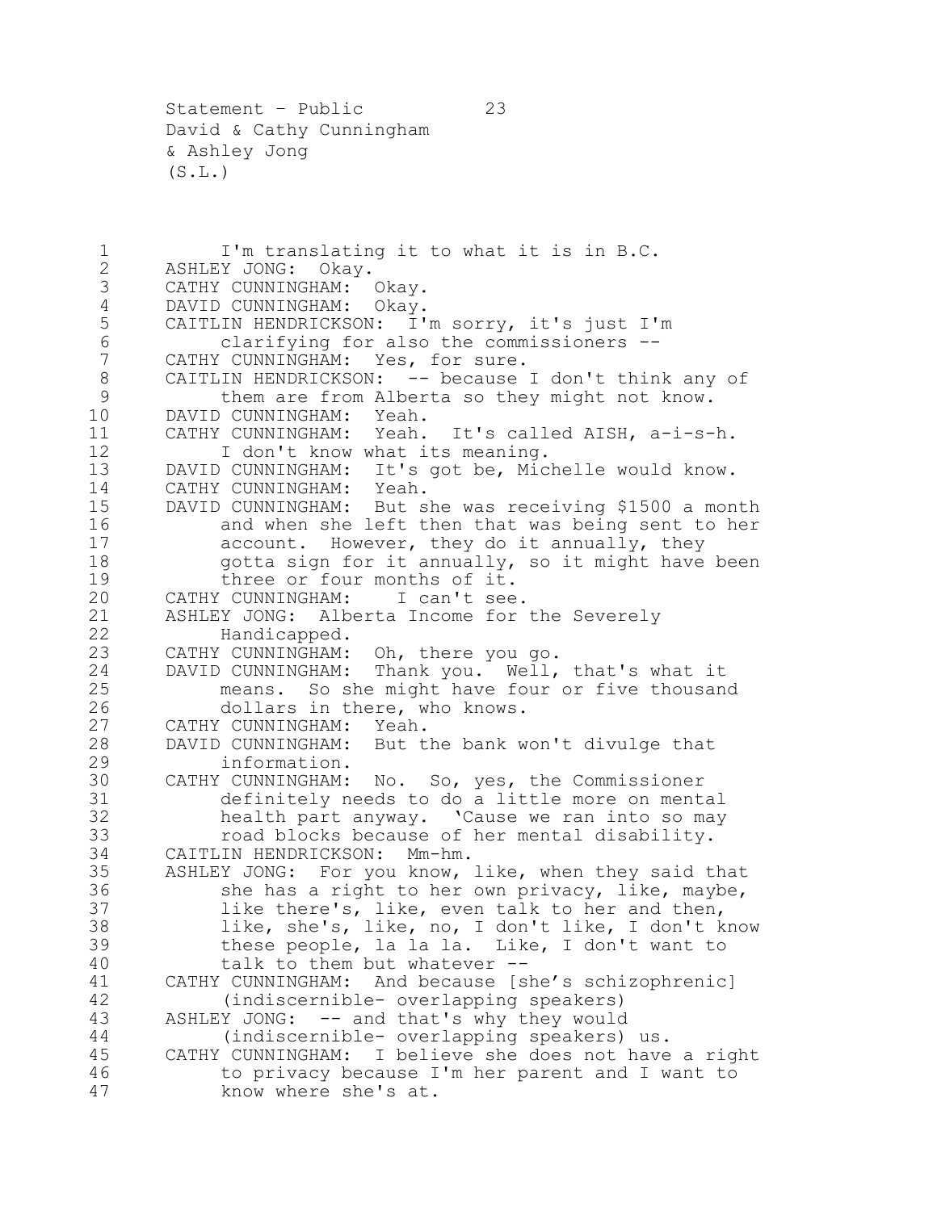I'm translating it to what it is in B.C.

ASHLEY JONG: Okay.

CATHY CUNNINGHAM: Okay.

DAVID CUNNINGHAM: Okay.

CAITLIN HENDRICKSON: I'm sorry, it's just I'm clarifying for also the commissioners --

CATHY CUNNINGHAM: Yes, for sure.

CAITLIN HENDRICKSON: -- because I don't think any of them are from Alberta so they might not know.

DAVID CUNNINGHAM: Yeah.

CATHY CUNNINGHAM: Yeah. It's called AISH, a-i-s-h. I don't know what its meaning.

DAVID CUNNINGHAM: It's got be, Michelle would know.

CATHY CUNNINGHAM: Yeah.

DAVID CUNNINGHAM: But she was receiving $1500 a month and when she left then that was being sent to her account. However, they do it annually, they gotta sign for it annually, so it might have been three or four months of it.

CATHY CUNNINGHAM: I can't see.

ASHLEY JONG: Alberta Income for the Severely Handicapped.

CATHY CUNNINGHAM: Oh, there you go.

DAVID CUNNINGHAM: Thank you. Well, that's what it means. So she might have four or five thousand dollars in there, who knows.

CATHY CUNNINGHAM: Yeah.

DAVID CUNNINGHAM: But the bank won't divulge that information.

CATHY CUNNINGHAM: No. So, yes, the Commissioner definitely needs to do a little more on mental health part anyway. 'Cause we ran into so may road blocks because of her mental disability.

CAITLIN HENDRICKSON: Mm-hm.

ASHLEY JONG: For you know, like, when they said that she has a right to her own privacy, like, maybe, like there's, like, even talk to her and then, like, she's, like, no, I don't like, I don't know these people, la la la. Like, I don't want to talk to them but whatever --

CATHY CUNNINGHAM: And because [she's schizophrenic] (indiscernible- overlapping speakers)

ASHLEY JONG: -- and that's why they would (indiscernible- overlapping speakers) us.

CATHY CUNNINGHAM: I believe she does not have a right to privacy because I'm her parent and I want to know where she's at.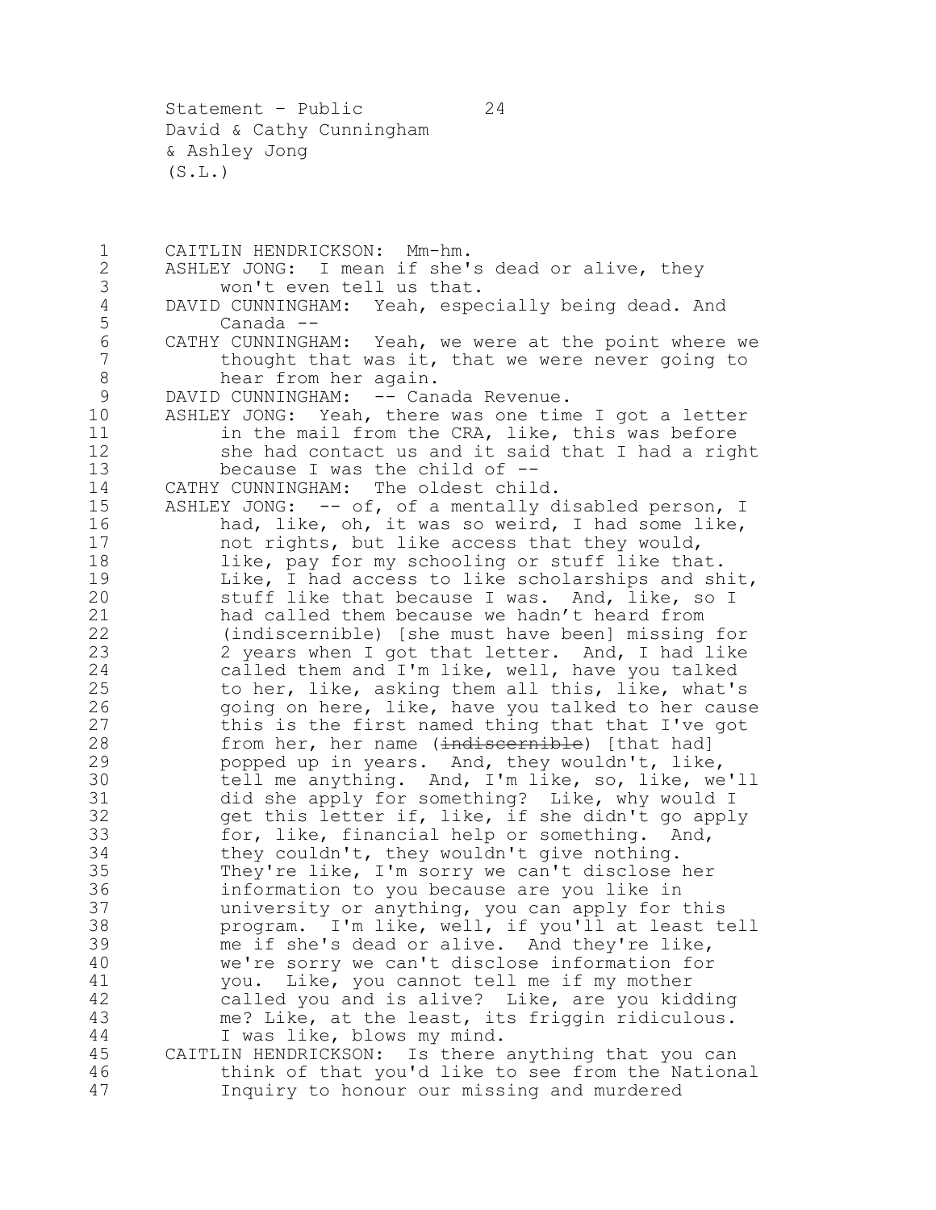CAITLIN HENDRICKSON: Mm-hm.

ASHLEY JONG: I mean if she's dead or alive, they won't even tell us that.

DAVID CUNNINGHAM: Yeah, especially being dead. And Canada --

CATHY CUNNINGHAM: Yeah, we were at the point where we thought that was it, that we were never going to hear from her again.

DAVID CUNNINGHAM: -- Canada Revenue.

ASHLEY JONG: Yeah, there was one time I got a letter in the mail from the CRA, like, this was before she had contact us and it said that I had a right because I was the child of --

CATHY CUNNINGHAM: The oldest child.

ASHLEY JONG: -- of, of a mentally disabled person, I had, like, oh, it was so weird, I had some like, not rights, but like access that they would, like, pay for my schooling or stuff like that. Like, I had access to like scholarships and shit, stuff like that because I was. And, like, so I had called them because we hadn't heard from (indiscernible) [she must have been] missing for 2 years when I got that letter. And, I had like called them and I'm like, well, have you talked to her, like, asking them all this, like, what's going on here, like, have you talked to her cause this is the first named thing that that I've got from her, her name (~~indiscernible~~) [that had] popped up in years. And, they wouldn't, like, tell me anything. And, I'm like, so, like, we'll did she apply for something? Like, why would I get this letter if, like, if she didn't go apply for, like, financial help or something. And, they couldn't, they wouldn't give nothing. They're like, I'm sorry we can't disclose her information to you because are you like in university or anything, you can apply for this program. I'm like, well, if you'll at least tell me if she's dead or alive. And they're like, we're sorry we can't disclose information for you. Like, you cannot tell me if my mother called you and is alive? Like, are you kidding me? Like, at the least, its friggin ridiculous. I was like, blows my mind.

CAITLIN HENDRICKSON: Is there anything that you can think of that you'd like to see from the National Inquiry to honour our missing and murdered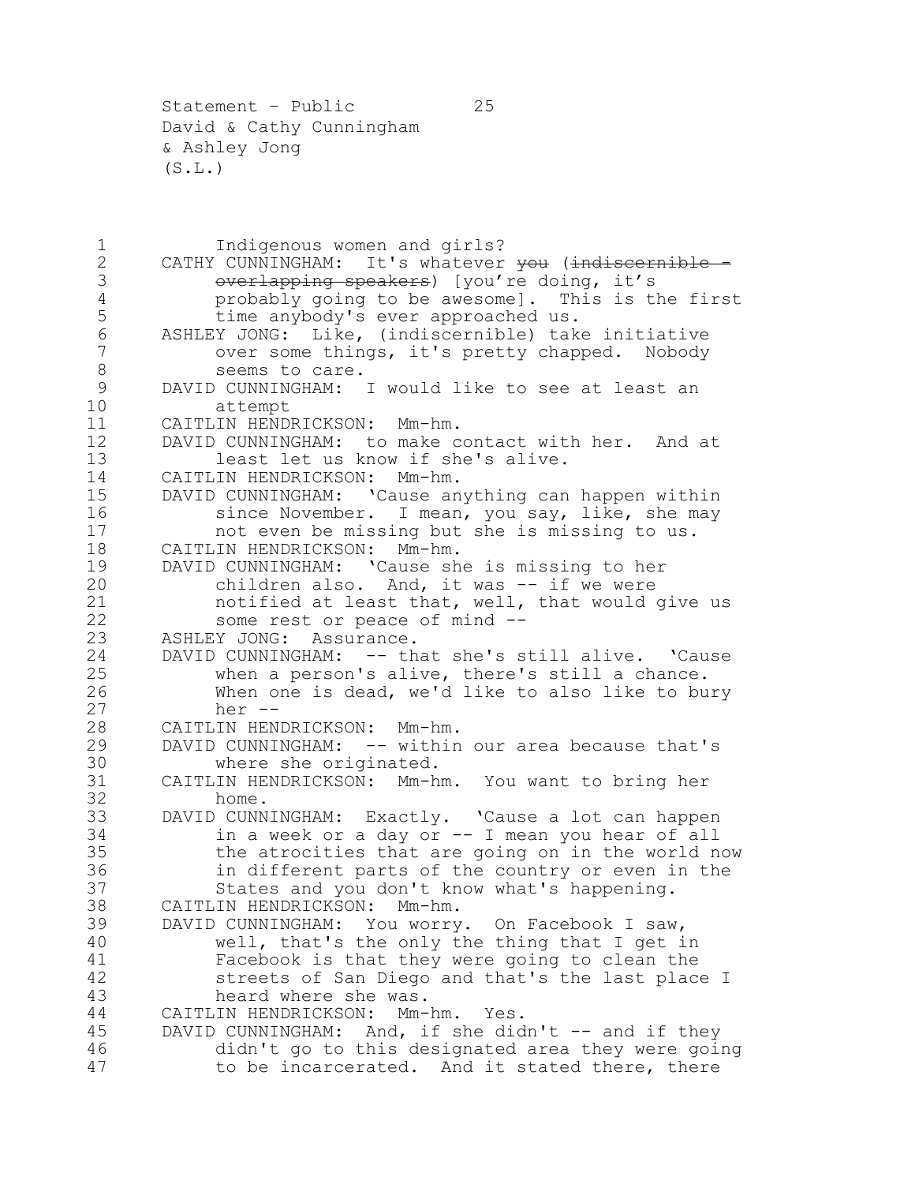Indigenous women and girls?

CATHY CUNNINGHAM: It's whatever ~~you~~ (~~indiscernible - overlapping speakers~~) [you're doing, it's probably going to be awesome]. This is the first time anybody's ever approached us.

ASHLEY JONG: Like, (indiscernible) take initiative over some things, it's pretty chapped. Nobody seems to care.

DAVID CUNNINGHAM: I would like to see at least an attempt

CAITLIN HENDRICKSON: Mm-hm.

DAVID CUNNINGHAM: to make contact with her. And at least let us know if she's alive.

CAITLIN HENDRICKSON: Mm-hm.

DAVID CUNNINGHAM: 'Cause anything can happen within since November. I mean, you say, like, she may not even be missing but she is missing to us.

CAITLIN HENDRICKSON: Mm-hm.

DAVID CUNNINGHAM: 'Cause she is missing to her children also. And, it was -- if we were notified at least that, well, that would give us some rest or peace of mind --

ASHLEY JONG: Assurance.

DAVID CUNNINGHAM: -- that she's still alive. 'Cause when a person's alive, there's still a chance. When one is dead, we'd like to also like to bury her --

CAITLIN HENDRICKSON: Mm-hm.

DAVID CUNNINGHAM: -- within our area because that's where she originated.

CAITLIN HENDRICKSON: Mm-hm. You want to bring her home.

DAVID CUNNINGHAM: Exactly. 'Cause a lot can happen in a week or a day or -- I mean you hear of all the atrocities that are going on in the world now in different parts of the country or even in the States and you don't know what's happening.

CAITLIN HENDRICKSON: Mm-hm.

DAVID CUNNINGHAM: You worry. On Facebook I saw, well, that's the only the thing that I get in Facebook is that they were going to clean the streets of San Diego and that's the last place I heard where she was.

CAITLIN HENDRICKSON: Mm-hm. Yes.

DAVID CUNNINGHAM: And, if she didn't -- and if they didn't go to this designated area they were going to be incarcerated. And it stated there, there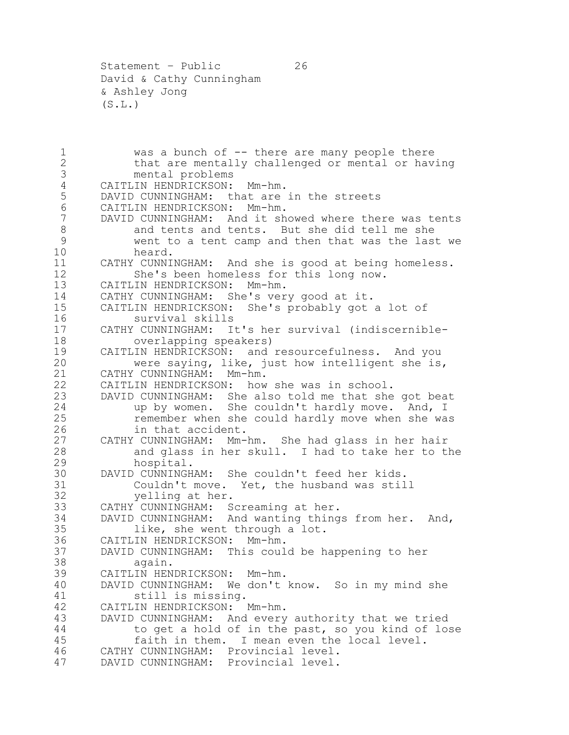was a bunch of -- there are many people there that are mentally challenged or mental or having mental problems

CAITLIN HENDRICKSON: Mm-hm.

DAVID CUNNINGHAM: that are in the streets

CAITLIN HENDRICKSON: Mm-hm.

DAVID CUNNINGHAM: And it showed where there was tents and tents and tents. But she did tell me she went to a tent camp and then that was the last we heard.

CATHY CUNNINGHAM: And she is good at being homeless. She's been homeless for this long now.

CAITLIN HENDRICKSON: Mm-hm.

CATHY CUNNINGHAM: She's very good at it.

CAITLIN HENDRICKSON: She's probably got a lot of survival skills

CATHY CUNNINGHAM: It's her survival (indiscernible-overlapping speakers)

CAITLIN HENDRICKSON: and resourcefulness. And you were saying, like, just how intelligent she is,

CATHY CUNNINGHAM: Mm-hm.

CAITLIN HENDRICKSON: how she was in school.

DAVID CUNNINGHAM: She also told me that she got beat up by women. She couldn't hardly move. And, I remember when she could hardly move when she was in that accident.

CATHY CUNNINGHAM: Mm-hm. She had glass in her hair and glass in her skull. I had to take her to the hospital.

DAVID CUNNINGHAM: She couldn't feed her kids. Couldn't move. Yet, the husband was still yelling at her.

CATHY CUNNINGHAM: Screaming at her.

DAVID CUNNINGHAM: And wanting things from her. And, like, she went through a lot.

CAITLIN HENDRICKSON: Mm-hm.

DAVID CUNNINGHAM: This could be happening to her again.

CAITLIN HENDRICKSON: Mm-hm.

DAVID CUNNINGHAM: We don't know. So in my mind she still is missing.

CAITLIN HENDRICKSON: Mm-hm.

DAVID CUNNINGHAM: And every authority that we tried to get a hold of in the past, so you kind of lose faith in them. I mean even the local level.

CATHY CUNNINGHAM: Provincial level.

DAVID CUNNINGHAM: Provincial level.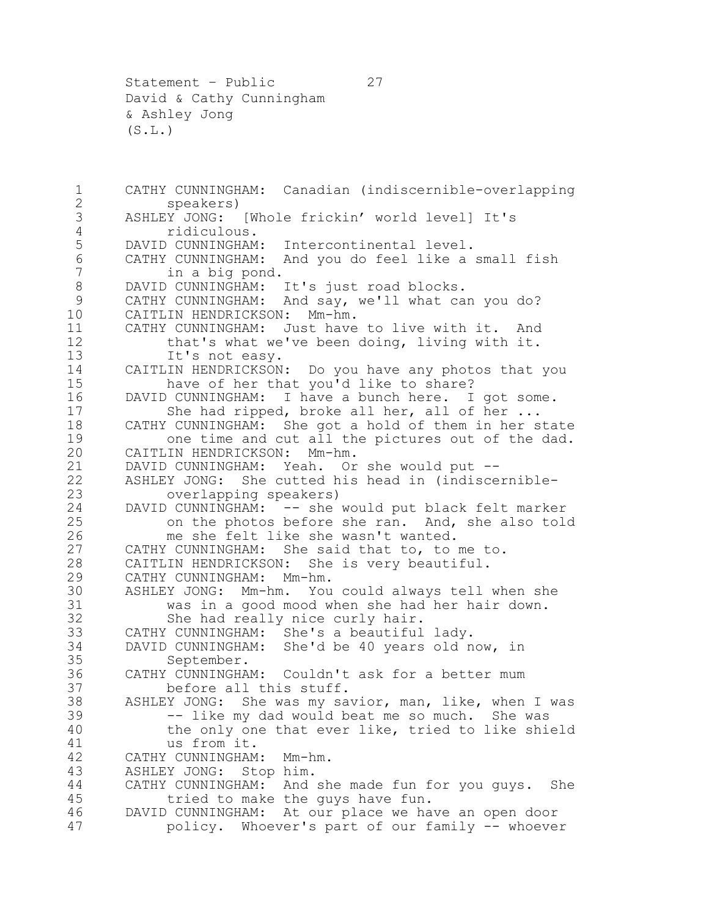CATHY CUNNINGHAM: Canadian (indiscernible-overlapping speakers)

ASHLEY JONG: [Whole frickin' world level] It's ridiculous.

DAVID CUNNINGHAM: Intercontinental level.

CATHY CUNNINGHAM: And you do feel like a small fish in a big pond.

DAVID CUNNINGHAM: It's just road blocks.

CATHY CUNNINGHAM: And say, we'll what can you do?

CAITLIN HENDRICKSON: Mm-hm.

CATHY CUNNINGHAM: Just have to live with it. And that's what we've been doing, living with it. It's not easy.

CAITLIN HENDRICKSON: Do you have any photos that you have of her that you'd like to share?

DAVID CUNNINGHAM: I have a bunch here. I got some. She had ripped, broke all her, all of her ...

CATHY CUNNINGHAM: She got a hold of them in her state one time and cut all the pictures out of the dad.

CAITLIN HENDRICKSON: Mm-hm.

DAVID CUNNINGHAM: Yeah. Or she would put --

ASHLEY JONG: She cutted his head in (indiscernible-overlapping speakers)

DAVID CUNNINGHAM: -- she would put black felt marker on the photos before she ran. And, she also told me she felt like she wasn't wanted.

CATHY CUNNINGHAM: She said that to, to me to.

CAITLIN HENDRICKSON: She is very beautiful.

CATHY CUNNINGHAM: Mm-hm.

ASHLEY JONG: Mm-hm. You could always tell when she was in a good mood when she had her hair down. She had really nice curly hair.

CATHY CUNNINGHAM: She's a beautiful lady.

DAVID CUNNINGHAM: She'd be 40 years old now, in September.

CATHY CUNNINGHAM: Couldn't ask for a better mum before all this stuff.

ASHLEY JONG: She was my savior, man, like, when I was -- like my dad would beat me so much. She was the only one that ever like, tried to like shield us from it.

CATHY CUNNINGHAM: Mm-hm.

ASHLEY JONG: Stop him.

CATHY CUNNINGHAM: And she made fun for you guys. She tried to make the guys have fun.

DAVID CUNNINGHAM: At our place we have an open door policy. Whoever's part of our family -- whoever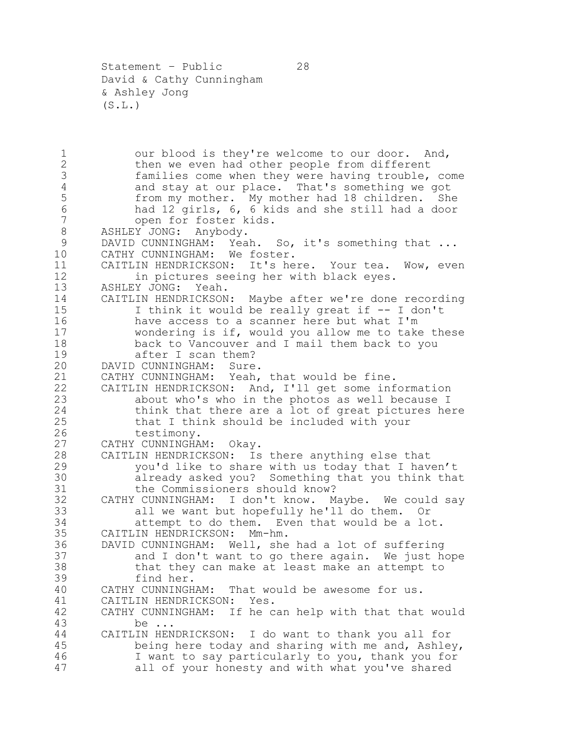our blood is they're welcome to our door. And, then we even had other people from different families come when they were having trouble, come and stay at our place. That's something we got from my mother. My mother had 18 children. She had 12 girls, 6, 6 kids and she still had a door open for foster kids.

ASHLEY JONG: Anybody.

DAVID CUNNINGHAM: Yeah. So, it's something that ...

CATHY CUNNINGHAM: We foster.

CAITLIN HENDRICKSON: It's here. Your tea. Wow, even in pictures seeing her with black eyes.

ASHLEY JONG: Yeah.

CAITLIN HENDRICKSON: Maybe after we're done recording I think it would be really great if -- I don't have access to a scanner here but what I'm wondering is if, would you allow me to take these back to Vancouver and I mail them back to you after I scan them?

DAVID CUNNINGHAM: Sure.

CATHY CUNNINGHAM: Yeah, that would be fine.

CAITLIN HENDRICKSON: And, I'll get some information about who's who in the photos as well because I think that there are a lot of great pictures here that I think should be included with your testimony.

CATHY CUNNINGHAM: Okay.

CAITLIN HENDRICKSON: Is there anything else that you'd like to share with us today that I haven't already asked you? Something that you think that the Commissioners should know?

CATHY CUNNINGHAM: I don't know. Maybe. We could say all we want but hopefully he'll do them. Or attempt to do them. Even that would be a lot.

CAITLIN HENDRICKSON: Mm-hm.

DAVID CUNNINGHAM: Well, she had a lot of suffering and I don't want to go there again. We just hope that they can make at least make an attempt to find her.

CATHY CUNNINGHAM: That would be awesome for us.

CAITLIN HENDRICKSON: Yes.

CATHY CUNNINGHAM: If he can help with that that would be ...

CAITLIN HENDRICKSON: I do want to thank you all for being here today and sharing with me and, Ashley, I want to say particularly to you, thank you for all of your honesty and with what you've shared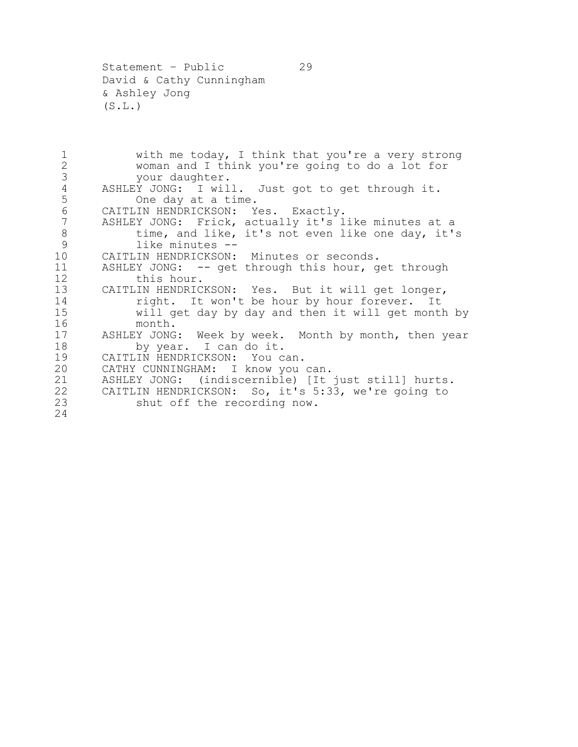with me today, I think that you're a very strong woman and I think you're going to do a lot for your daughter.

ASHLEY JONG: I will. Just got to get through it. One day at a time.

CAITLIN HENDRICKSON: Yes. Exactly.

ASHLEY JONG: Frick, actually it's like minutes at a time, and like, it's not even like one day, it's like minutes --

CAITLIN HENDRICKSON: Minutes or seconds.

ASHLEY JONG: -- get through this hour, get through this hour.

CAITLIN HENDRICKSON: Yes. But it will get longer, right. It won't be hour by hour forever. It will get day by day and then it will get month by month.

ASHLEY JONG: Week by week. Month by month, then year by year. I can do it.

CAITLIN HENDRICKSON: You can.

CATHY CUNNINGHAM: I know you can.

ASHLEY JONG: (indiscernible) [It just still] hurts.

CAITLIN HENDRICKSON: So, it's 5:33, we're going to shut off the recording now.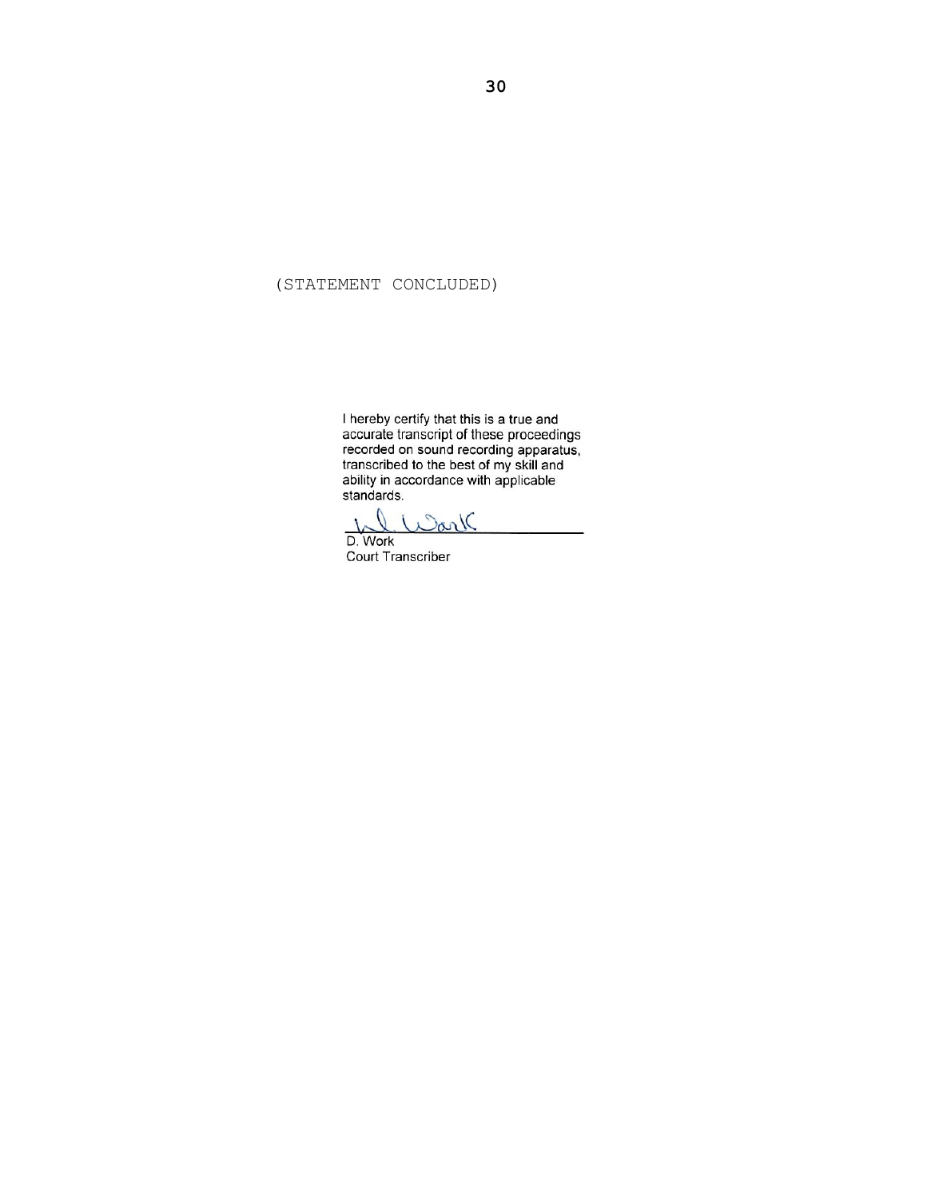(STATEMENT CONCLUDED)

I hereby certify that this is a true and accurate transcript of these proceedings recorded on sound recording apparatus, transcribed to the best of my skill and ability in accordance with applicable standards.

D. Work
Court Transcriber